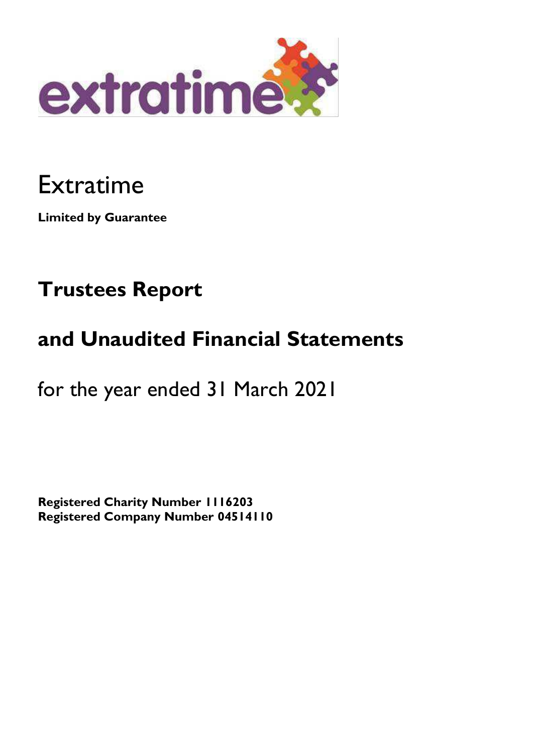# Extratime

**Limited by Guarantee**

## Trustees Report

## and Unaudited Financial Statements

for the year ended 31 March 2021

**Registered Charity Number 1116203**
**Registered Company Number 04514110**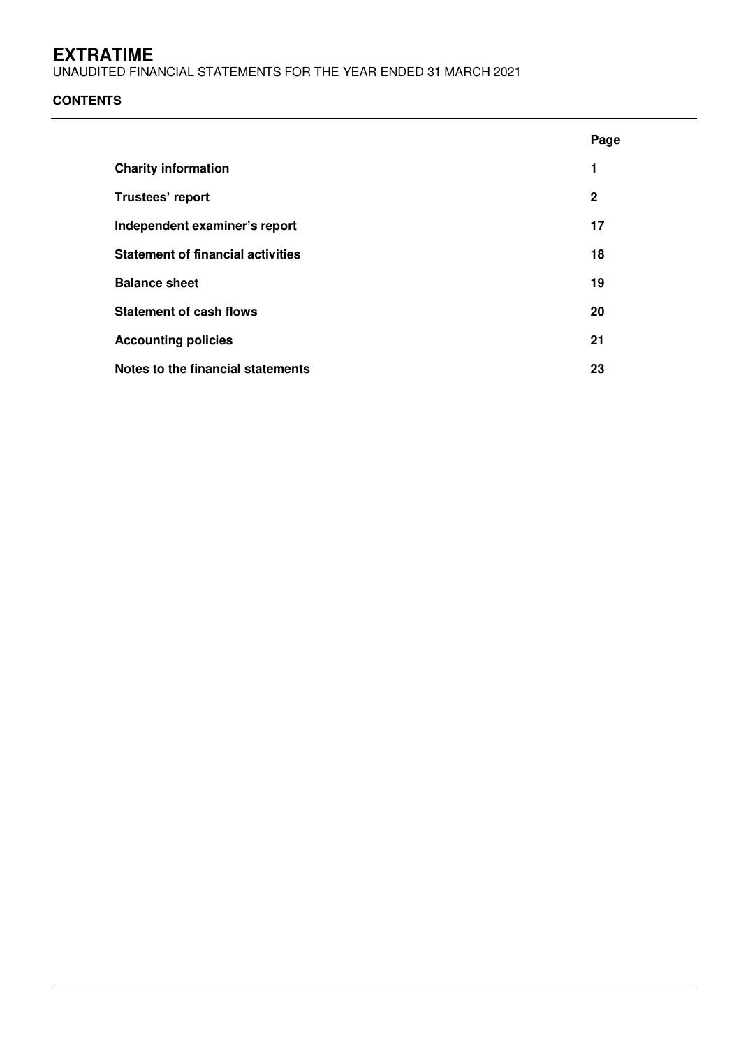# EXTRATIME

UNAUDITED FINANCIAL STATEMENTS FOR THE YEAR ENDED 31 MARCH 2021

**CONTENTS**

| | Page |
|---|---|
| **Charity information** | 1 |
| **Trustees' report** | 2 |
| **Independent examiner's report** | 17 |
| **Statement of financial activities** | 18 |
| **Balance sheet** | 19 |
| **Statement of cash flows** | 20 |
| **Accounting policies** | 21 |
| **Notes to the financial statements** | 23 |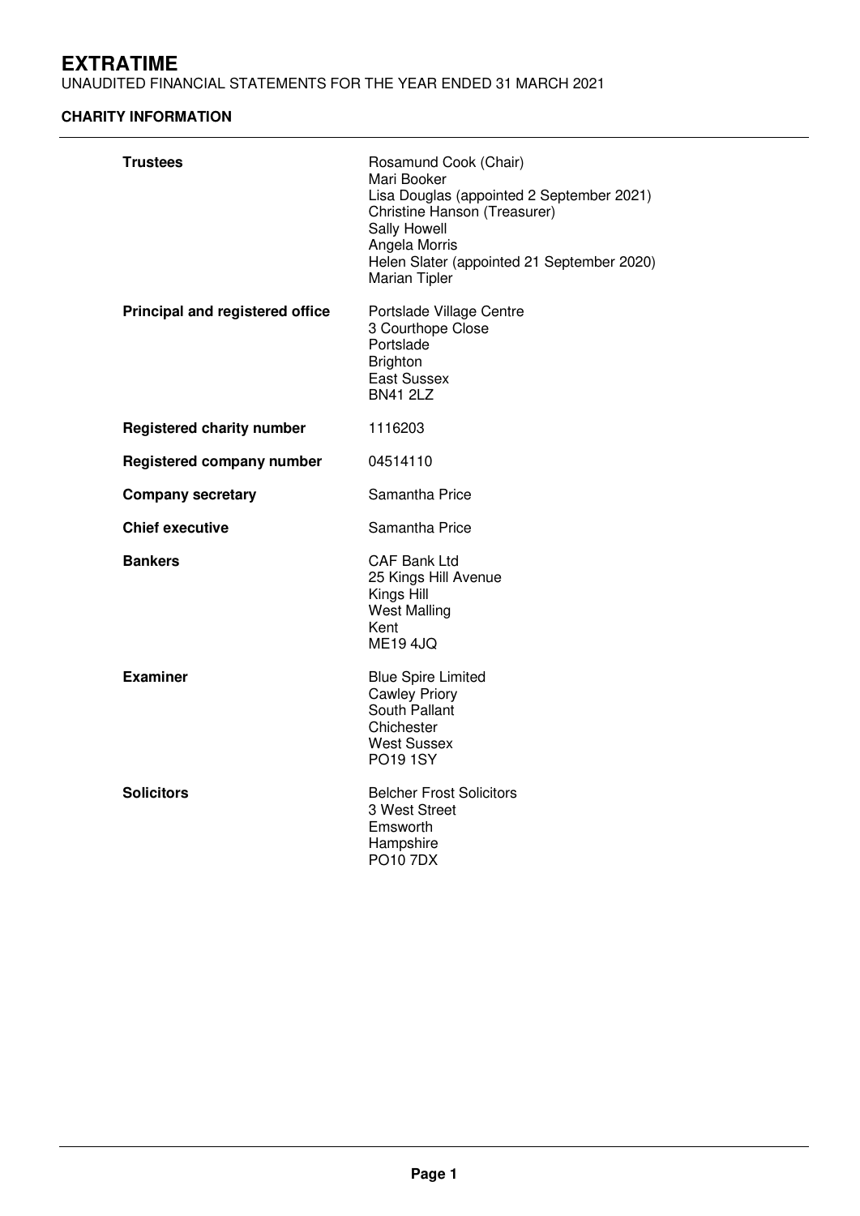# EXTRATIME

UNAUDITED FINANCIAL STATEMENTS FOR THE YEAR ENDED 31 MARCH 2021

## CHARITY INFORMATION

| | |
|---|---|
| **Trustees** | Rosamund Cook (Chair)<br>Mari Booker<br>Lisa Douglas (appointed 2 September 2021)<br>Christine Hanson (Treasurer)<br>Sally Howell<br>Angela Morris<br>Helen Slater (appointed 21 September 2020)<br>Marian Tipler |
| **Principal and registered office** | Portslade Village Centre<br>3 Courthope Close<br>Portslade<br>Brighton<br>East Sussex<br>BN41 2LZ |
| **Registered charity number** | 1116203 |
| **Registered company number** | 04514110 |
| **Company secretary** | Samantha Price |
| **Chief executive** | Samantha Price |
| **Bankers** | CAF Bank Ltd<br>25 Kings Hill Avenue<br>Kings Hill<br>West Malling<br>Kent<br>ME19 4JQ |
| **Examiner** | Blue Spire Limited<br>Cawley Priory<br>South Pallant<br>Chichester<br>West Sussex<br>PO19 1SY |
| **Solicitors** | Belcher Frost Solicitors<br>3 West Street<br>Emsworth<br>Hampshire<br>PO10 7DX |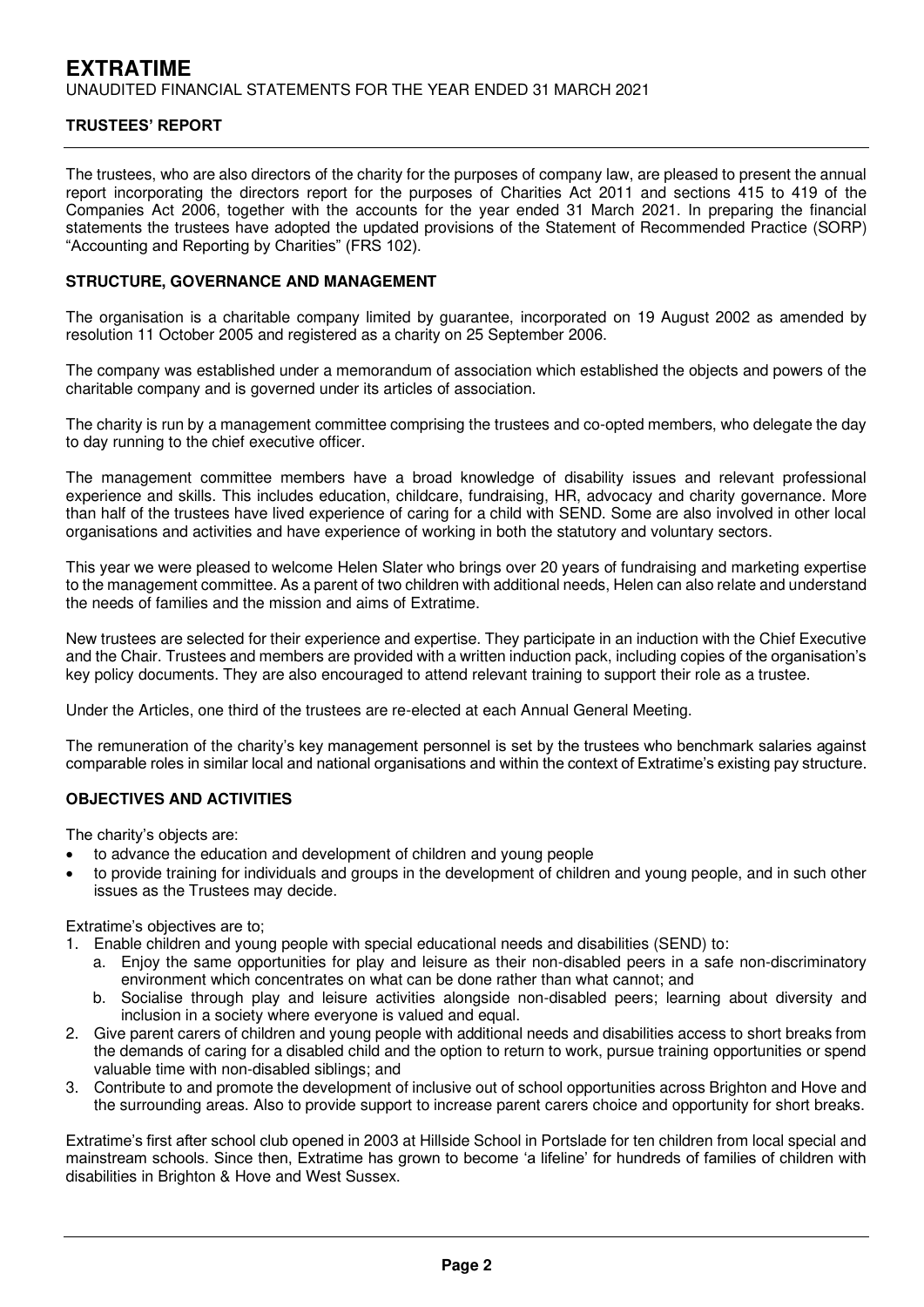# EXTRATIME

UNAUDITED FINANCIAL STATEMENTS FOR THE YEAR ENDED 31 MARCH 2021

## TRUSTEES' REPORT

The trustees, who are also directors of the charity for the purposes of company law, are pleased to present the annual report incorporating the directors report for the purposes of Charities Act 2011 and sections 415 to 419 of the Companies Act 2006, together with the accounts for the year ended 31 March 2021. In preparing the financial statements the trustees have adopted the updated provisions of the Statement of Recommended Practice (SORP) "Accounting and Reporting by Charities" (FRS 102).

### STRUCTURE, GOVERNANCE AND MANAGEMENT

The organisation is a charitable company limited by guarantee, incorporated on 19 August 2002 as amended by resolution 11 October 2005 and registered as a charity on 25 September 2006.

The company was established under a memorandum of association which established the objects and powers of the charitable company and is governed under its articles of association.

The charity is run by a management committee comprising the trustees and co-opted members, who delegate the day to day running to the chief executive officer.

The management committee members have a broad knowledge of disability issues and relevant professional experience and skills. This includes education, childcare, fundraising, HR, advocacy and charity governance. More than half of the trustees have lived experience of caring for a child with SEND. Some are also involved in other local organisations and activities and have experience of working in both the statutory and voluntary sectors.

This year we were pleased to welcome Helen Slater who brings over 20 years of fundraising and marketing expertise to the management committee. As a parent of two children with additional needs, Helen can also relate and understand the needs of families and the mission and aims of Extratime.

New trustees are selected for their experience and expertise. They participate in an induction with the Chief Executive and the Chair. Trustees and members are provided with a written induction pack, including copies of the organisation's key policy documents. They are also encouraged to attend relevant training to support their role as a trustee.

Under the Articles, one third of the trustees are re-elected at each Annual General Meeting.

The remuneration of the charity's key management personnel is set by the trustees who benchmark salaries against comparable roles in similar local and national organisations and within the context of Extratime's existing pay structure.

### OBJECTIVES AND ACTIVITIES

The charity's objects are:

- to advance the education and development of children and young people
- to provide training for individuals and groups in the development of children and young people, and in such other issues as the Trustees may decide.

Extratime's objectives are to;

1. Enable children and young people with special educational needs and disabilities (SEND) to:
   a. Enjoy the same opportunities for play and leisure as their non-disabled peers in a safe non-discriminatory environment which concentrates on what can be done rather than what cannot; and
   b. Socialise through play and leisure activities alongside non-disabled peers; learning about diversity and inclusion in a society where everyone is valued and equal.
2. Give parent carers of children and young people with additional needs and disabilities access to short breaks from the demands of caring for a disabled child and the option to return to work, pursue training opportunities or spend valuable time with non-disabled siblings; and
3. Contribute to and promote the development of inclusive out of school opportunities across Brighton and Hove and the surrounding areas. Also to provide support to increase parent carers choice and opportunity for short breaks.

Extratime's first after school club opened in 2003 at Hillside School in Portslade for ten children from local special and mainstream schools. Since then, Extratime has grown to become 'a lifeline' for hundreds of families of children with disabilities in Brighton & Hove and West Sussex.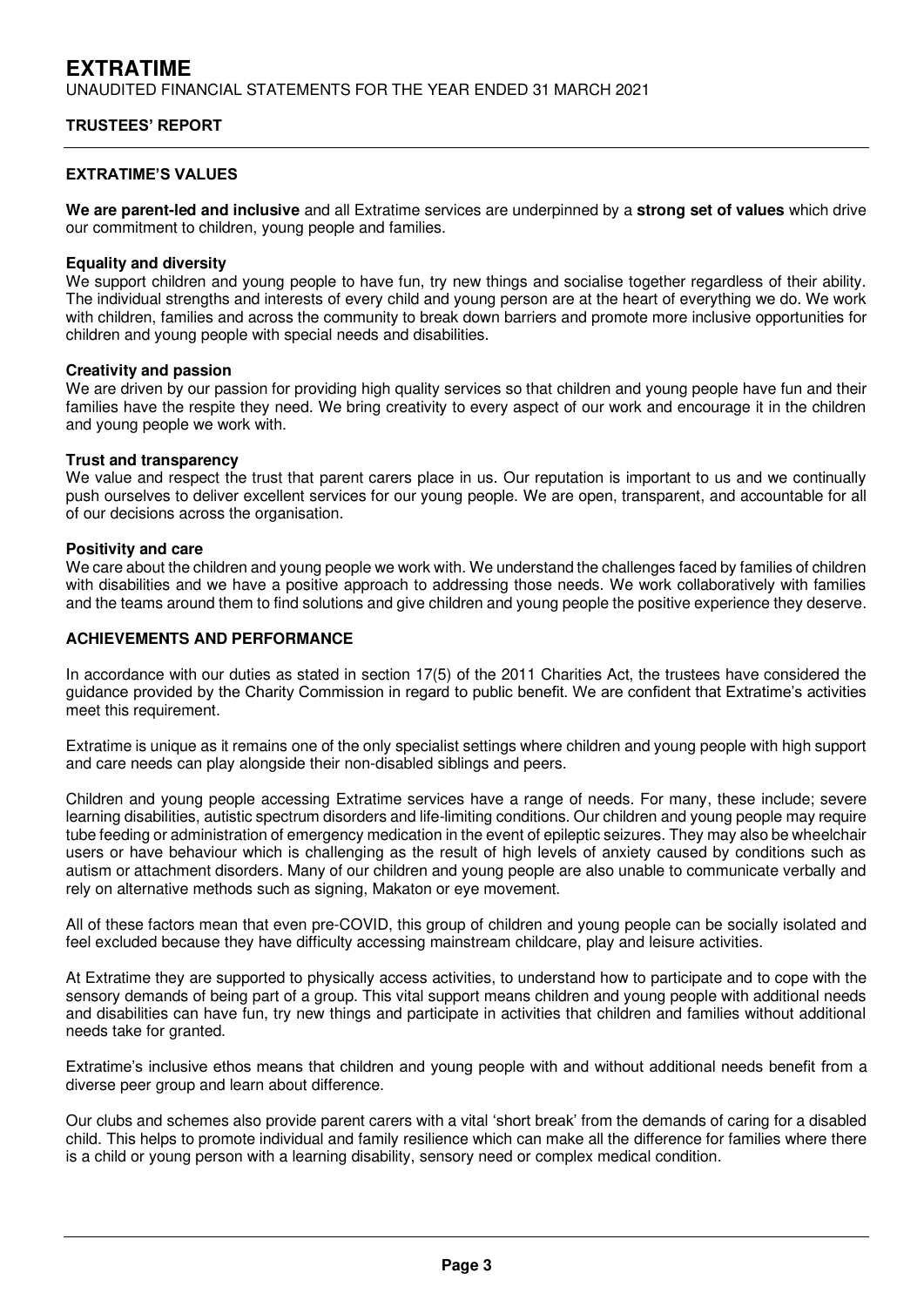## TRUSTEES' REPORT

### EXTRATIME'S VALUES

**We are parent-led and inclusive** and all Extratime services are underpinned by a **strong set of values** which drive our commitment to children, young people and families.

**Equality and diversity**
We support children and young people to have fun, try new things and socialise together regardless of their ability. The individual strengths and interests of every child and young person are at the heart of everything we do. We work with children, families and across the community to break down barriers and promote more inclusive opportunities for children and young people with special needs and disabilities.

**Creativity and passion**
We are driven by our passion for providing high quality services so that children and young people have fun and their families have the respite they need. We bring creativity to every aspect of our work and encourage it in the children and young people we work with.

**Trust and transparency**
We value and respect the trust that parent carers place in us. Our reputation is important to us and we continually push ourselves to deliver excellent services for our young people. We are open, transparent, and accountable for all of our decisions across the organisation.

**Positivity and care**
We care about the children and young people we work with. We understand the challenges faced by families of children with disabilities and we have a positive approach to addressing those needs. We work collaboratively with families and the teams around them to find solutions and give children and young people the positive experience they deserve.

### ACHIEVEMENTS AND PERFORMANCE

In accordance with our duties as stated in section 17(5) of the 2011 Charities Act, the trustees have considered the guidance provided by the Charity Commission in regard to public benefit. We are confident that Extratime's activities meet this requirement.

Extratime is unique as it remains one of the only specialist settings where children and young people with high support and care needs can play alongside their non-disabled siblings and peers.

Children and young people accessing Extratime services have a range of needs. For many, these include; severe learning disabilities, autistic spectrum disorders and life-limiting conditions. Our children and young people may require tube feeding or administration of emergency medication in the event of epileptic seizures. They may also be wheelchair users or have behaviour which is challenging as the result of high levels of anxiety caused by conditions such as autism or attachment disorders. Many of our children and young people are also unable to communicate verbally and rely on alternative methods such as signing, Makaton or eye movement.

All of these factors mean that even pre-COVID, this group of children and young people can be socially isolated and feel excluded because they have difficulty accessing mainstream childcare, play and leisure activities.

At Extratime they are supported to physically access activities, to understand how to participate and to cope with the sensory demands of being part of a group. This vital support means children and young people with additional needs and disabilities can have fun, try new things and participate in activities that children and families without additional needs take for granted.

Extratime's inclusive ethos means that children and young people with and without additional needs benefit from a diverse peer group and learn about difference.

Our clubs and schemes also provide parent carers with a vital 'short break' from the demands of caring for a disabled child. This helps to promote individual and family resilience which can make all the difference for families where there is a child or young person with a learning disability, sensory need or complex medical condition.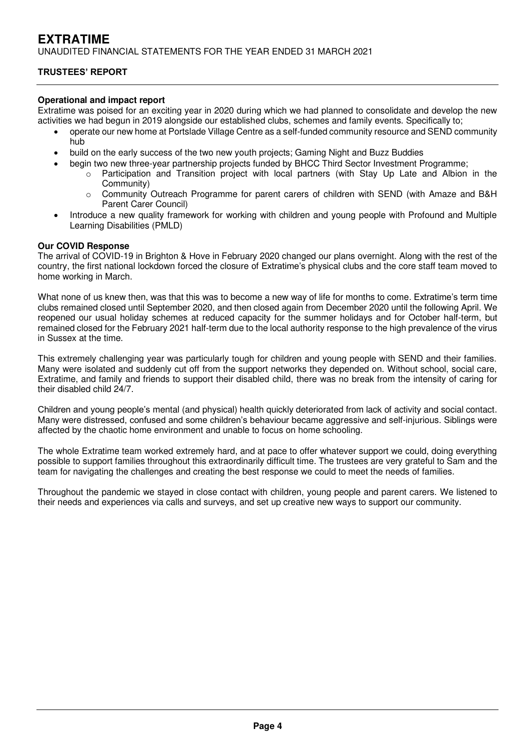**Operational and impact report**

Extratime was poised for an exciting year in 2020 during which we had planned to consolidate and develop the new activities we had begun in 2019 alongside our established clubs, schemes and family events. Specifically to;

- operate our new home at Portslade Village Centre as a self-funded community resource and SEND community hub
- build on the early success of the two new youth projects; Gaming Night and Buzz Buddies
- begin two new three-year partnership projects funded by BHCC Third Sector Investment Programme;
  - Participation and Transition project with local partners (with Stay Up Late and Albion in the Community)
  - Community Outreach Programme for parent carers of children with SEND (with Amaze and B&H Parent Carer Council)
- Introduce a new quality framework for working with children and young people with Profound and Multiple Learning Disabilities (PMLD)

**Our COVID Response**

The arrival of COVID-19 in Brighton & Hove in February 2020 changed our plans overnight. Along with the rest of the country, the first national lockdown forced the closure of Extratime's physical clubs and the core staff team moved to home working in March.

What none of us knew then, was that this was to become a new way of life for months to come. Extratime's term time clubs remained closed until September 2020, and then closed again from December 2020 until the following April. We reopened our usual holiday schemes at reduced capacity for the summer holidays and for October half-term, but remained closed for the February 2021 half-term due to the local authority response to the high prevalence of the virus in Sussex at the time.

This extremely challenging year was particularly tough for children and young people with SEND and their families. Many were isolated and suddenly cut off from the support networks they depended on. Without school, social care, Extratime, and family and friends to support their disabled child, there was no break from the intensity of caring for their disabled child 24/7.

Children and young people's mental (and physical) health quickly deteriorated from lack of activity and social contact. Many were distressed, confused and some children's behaviour became aggressive and self-injurious. Siblings were affected by the chaotic home environment and unable to focus on home schooling.

The whole Extratime team worked extremely hard, and at pace to offer whatever support we could, doing everything possible to support families throughout this extraordinarily difficult time. The trustees are very grateful to Sam and the team for navigating the challenges and creating the best response we could to meet the needs of families.

Throughout the pandemic we stayed in close contact with children, young people and parent carers. We listened to their needs and experiences via calls and surveys, and set up creative new ways to support our community.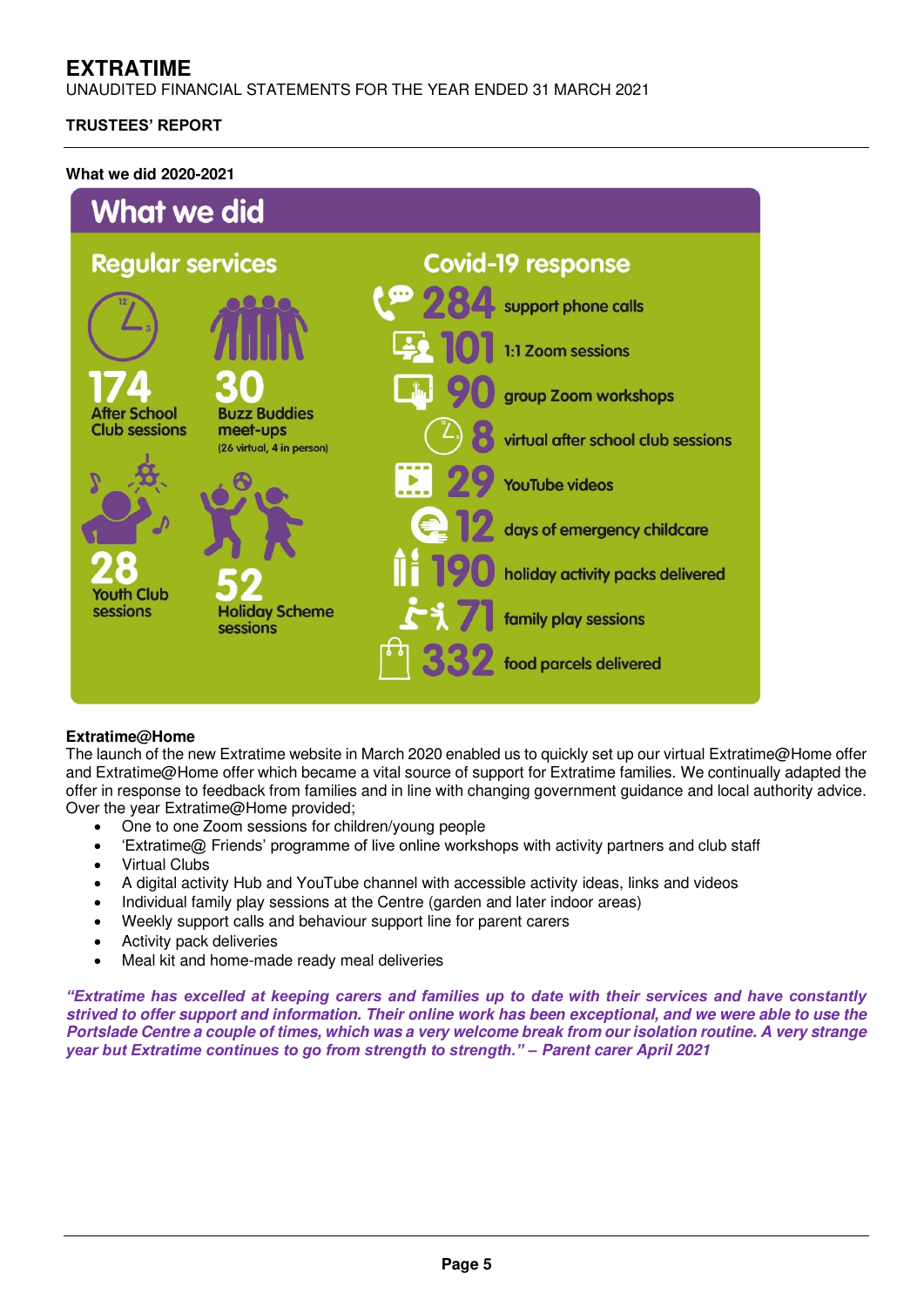# EXTRATIME

UNAUDITED FINANCIAL STATEMENTS FOR THE YEAR ENDED 31 MARCH 2021

## TRUSTEES' REPORT

### What we did 2020-2021

## What we did

### Regular services

- **174** After School Club sessions
- **30** Buzz Buddies meet-ups (26 virtual, 4 in person)
- **28** Youth Club sessions
- **52** Holiday Scheme sessions

### Covid-19 response

- **284** support phone calls
- **101** 1:1 Zoom sessions
- **90** group Zoom workshops
- **8** virtual after school club sessions
- **29** YouTube videos
- **12** days of emergency childcare
- **190** holiday activity packs delivered
- **71** family play sessions
- **332** food parcels delivered

**Extratime@Home**

The launch of the new Extratime website in March 2020 enabled us to quickly set up our virtual Extratime@Home offer and Extratime@Home offer which became a vital source of support for Extratime families. We continually adapted the offer in response to feedback from families and in line with changing government guidance and local authority advice. Over the year Extratime@Home provided;

- One to one Zoom sessions for children/young people
- 'Extratime@ Friends' programme of live online workshops with activity partners and club staff
- Virtual Clubs
- A digital activity Hub and YouTube channel with accessible activity ideas, links and videos
- Individual family play sessions at the Centre (garden and later indoor areas)
- Weekly support calls and behaviour support line for parent carers
- Activity pack deliveries
- Meal kit and home-made ready meal deliveries

***"Extratime has excelled at keeping carers and families up to date with their services and have constantly strived to offer support and information. Their online work has been exceptional, and we were able to use the Portslade Centre a couple of times, which was a very welcome break from our isolation routine. A very strange year but Extratime continues to go from strength to strength." – Parent carer April 2021***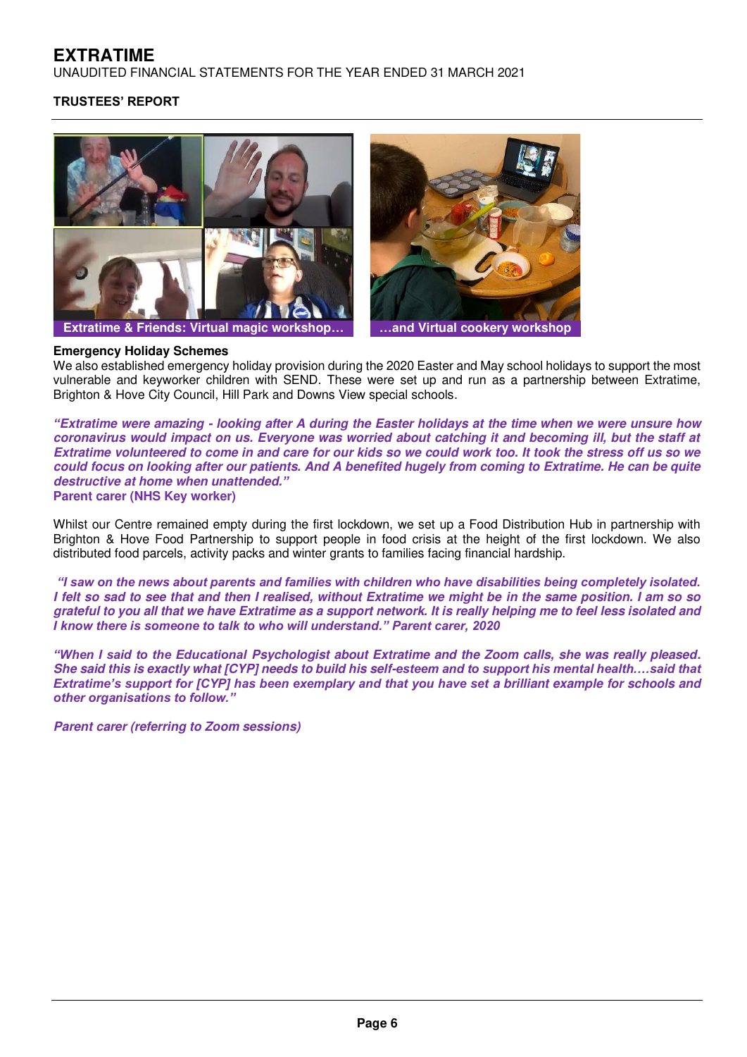Extratime & Friends: Virtual magic workshop…

…and Virtual cookery workshop

### Emergency Holiday Schemes

We also established emergency holiday provision during the 2020 Easter and May school holidays to support the most vulnerable and keyworker children with SEND. These were set up and run as a partnership between Extratime, Brighton & Hove City Council, Hill Park and Downs View special schools.

***"Extratime were amazing - looking after A during the Easter holidays at the time when we were unsure how coronavirus would impact on us. Everyone was worried about catching it and becoming ill, but the staff at Extratime volunteered to come in and care for our kids so we could work too. It took the stress off us so we could focus on looking after our patients. And A benefited hugely from coming to Extratime. He can be quite destructive at home when unattended."***

**Parent carer (NHS Key worker)**

Whilst our Centre remained empty during the first lockdown, we set up a Food Distribution Hub in partnership with Brighton & Hove Food Partnership to support people in food crisis at the height of the first lockdown. We also distributed food parcels, activity packs and winter grants to families facing financial hardship.

***"I saw on the news about parents and families with children who have disabilities being completely isolated. I felt so sad to see that and then I realised, without Extratime we might be in the same position. I am so so grateful to you all that we have Extratime as a support network. It is really helping me to feel less isolated and I know there is someone to talk to who will understand." Parent carer, 2020***

***"When I said to the Educational Psychologist about Extratime and the Zoom calls, she was really pleased. She said this is exactly what [CYP] needs to build his self-esteem and to support his mental health.…said that Extratime's support for [CYP] has been exemplary and that you have set a brilliant example for schools and other organisations to follow."***

***Parent carer (referring to Zoom sessions)***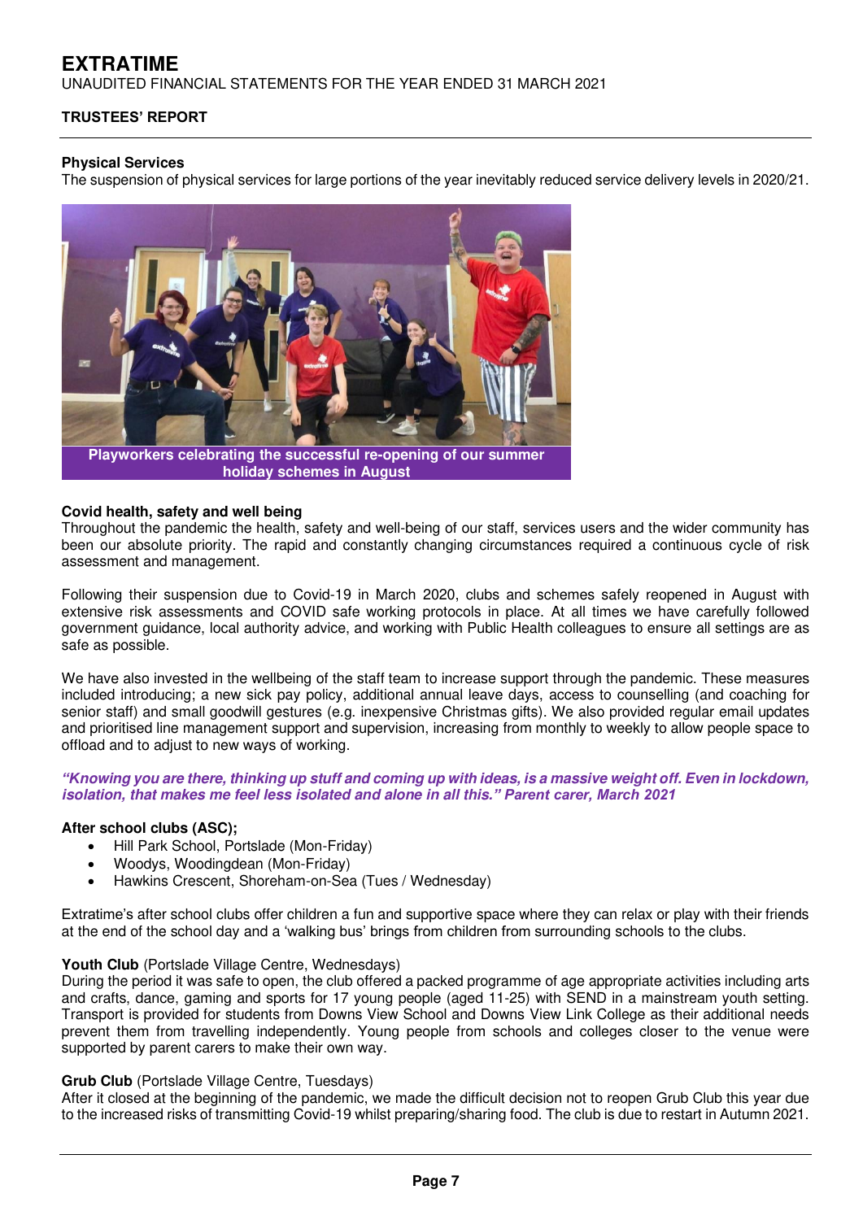### Physical Services

The suspension of physical services for large portions of the year inevitably reduced service delivery levels in 2020/21.

**Playworkers celebrating the successful re-opening of our summer holiday schemes in August**

### Covid health, safety and well being

Throughout the pandemic the health, safety and well-being of our staff, services users and the wider community has been our absolute priority. The rapid and constantly changing circumstances required a continuous cycle of risk assessment and management.

Following their suspension due to Covid-19 in March 2020, clubs and schemes safely reopened in August with extensive risk assessments and COVID safe working protocols in place. At all times we have carefully followed government guidance, local authority advice, and working with Public Health colleagues to ensure all settings are as safe as possible.

We have also invested in the wellbeing of the staff team to increase support through the pandemic. These measures included introducing; a new sick pay policy, additional annual leave days, access to counselling (and coaching for senior staff) and small goodwill gestures (e.g. inexpensive Christmas gifts). We also provided regular email updates and prioritised line management support and supervision, increasing from monthly to weekly to allow people space to offload and to adjust to new ways of working.

***"Knowing you are there, thinking up stuff and coming up with ideas, is a massive weight off. Even in lockdown, isolation, that makes me feel less isolated and alone in all this." Parent carer, March 2021***

### After school clubs (ASC);

- Hill Park School, Portslade (Mon-Friday)
- Woodys, Woodingdean (Mon-Friday)
- Hawkins Crescent, Shoreham-on-Sea (Tues / Wednesday)

Extratime's after school clubs offer children a fun and supportive space where they can relax or play with their friends at the end of the school day and a 'walking bus' brings from children from surrounding schools to the clubs.

**Youth Club** (Portslade Village Centre, Wednesdays)
During the period it was safe to open, the club offered a packed programme of age appropriate activities including arts and crafts, dance, gaming and sports for 17 young people (aged 11-25) with SEND in a mainstream youth setting. Transport is provided for students from Downs View School and Downs View Link College as their additional needs prevent them from travelling independently. Young people from schools and colleges closer to the venue were supported by parent carers to make their own way.

**Grub Club** (Portslade Village Centre, Tuesdays)
After it closed at the beginning of the pandemic, we made the difficult decision not to reopen Grub Club this year due to the increased risks of transmitting Covid-19 whilst preparing/sharing food. The club is due to restart in Autumn 2021.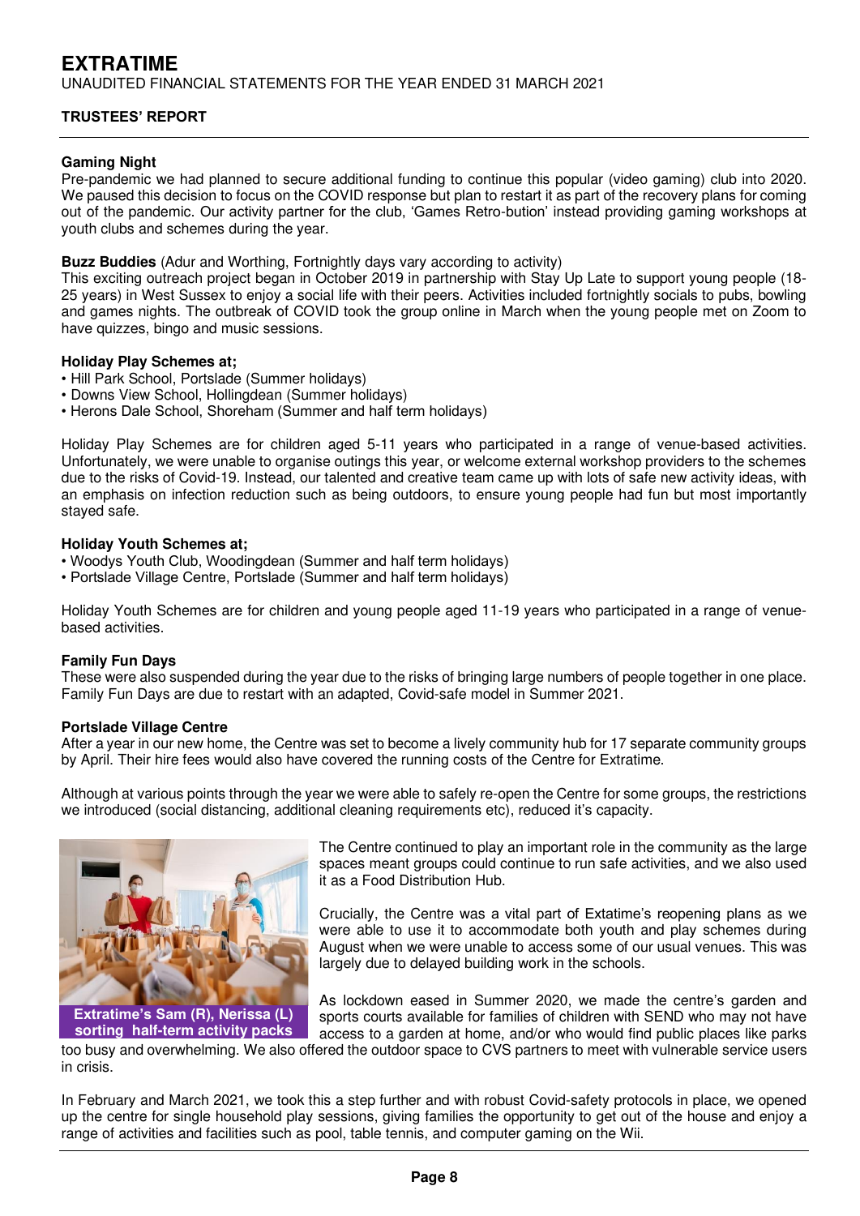# EXTRATIME

UNAUDITED FINANCIAL STATEMENTS FOR THE YEAR ENDED 31 MARCH 2021

## TRUSTEES' REPORT

### Gaming Night

Pre-pandemic we had planned to secure additional funding to continue this popular (video gaming) club into 2020. We paused this decision to focus on the COVID response but plan to restart it as part of the recovery plans for coming out of the pandemic. Our activity partner for the club, 'Games Retro-bution' instead providing gaming workshops at youth clubs and schemes during the year.

**Buzz Buddies** (Adur and Worthing, Fortnightly days vary according to activity)

This exciting outreach project began in October 2019 in partnership with Stay Up Late to support young people (18-25 years) in West Sussex to enjoy a social life with their peers. Activities included fortnightly socials to pubs, bowling and games nights. The outbreak of COVID took the group online in March when the young people met on Zoom to have quizzes, bingo and music sessions.

### Holiday Play Schemes at;

- Hill Park School, Portslade (Summer holidays)
- Downs View School, Hollingdean (Summer holidays)
- Herons Dale School, Shoreham (Summer and half term holidays)

Holiday Play Schemes are for children aged 5-11 years who participated in a range of venue-based activities. Unfortunately, we were unable to organise outings this year, or welcome external workshop providers to the schemes due to the risks of Covid-19. Instead, our talented and creative team came up with lots of safe new activity ideas, with an emphasis on infection reduction such as being outdoors, to ensure young people had fun but most importantly stayed safe.

### Holiday Youth Schemes at;

- Woodys Youth Club, Woodingdean (Summer and half term holidays)
- Portslade Village Centre, Portslade (Summer and half term holidays)

Holiday Youth Schemes are for children and young people aged 11-19 years who participated in a range of venue-based activities.

### Family Fun Days

These were also suspended during the year due to the risks of bringing large numbers of people together in one place. Family Fun Days are due to restart with an adapted, Covid-safe model in Summer 2021.

### Portslade Village Centre

After a year in our new home, the Centre was set to become a lively community hub for 17 separate community groups by April. Their hire fees would also have covered the running costs of the Centre for Extratime.

Although at various points through the year we were able to safely re-open the Centre for some groups, the restrictions we introduced (social distancing, additional cleaning requirements etc), reduced it's capacity.

**Extratime's Sam (R), Nerissa (L) sorting half-term activity packs**

The Centre continued to play an important role in the community as the large spaces meant groups could continue to run safe activities, and we also used it as a Food Distribution Hub.

Crucially, the Centre was a vital part of Extatime's reopening plans as we were able to use it to accommodate both youth and play schemes during August when we were unable to access some of our usual venues. This was largely due to delayed building work in the schools.

As lockdown eased in Summer 2020, we made the centre's garden and sports courts available for families of children with SEND who may not have access to a garden at home, and/or who would find public places like parks too busy and overwhelming. We also offered the outdoor space to CVS partners to meet with vulnerable service users in crisis.

In February and March 2021, we took this a step further and with robust Covid-safety protocols in place, we opened up the centre for single household play sessions, giving families the opportunity to get out of the house and enjoy a range of activities and facilities such as pool, table tennis, and computer gaming on the Wii.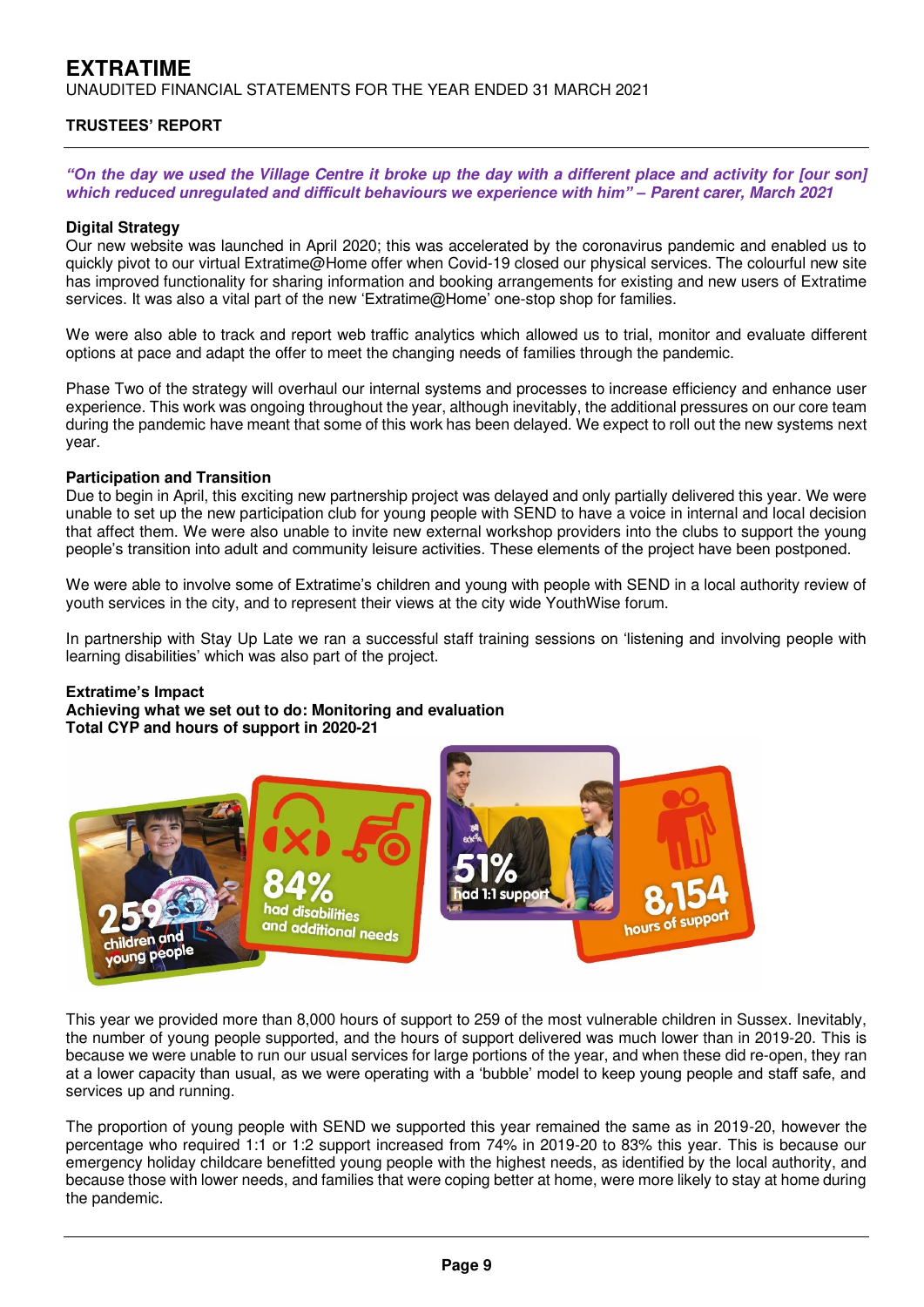*"On the day we used the Village Centre it broke up the day with a different place and activity for [our son] which reduced unregulated and difficult behaviours we experience with him" – Parent carer, March 2021*

**Digital Strategy**

Our new website was launched in April 2020; this was accelerated by the coronavirus pandemic and enabled us to quickly pivot to our virtual Extratime@Home offer when Covid-19 closed our physical services. The colourful new site has improved functionality for sharing information and booking arrangements for existing and new users of Extratime services. It was also a vital part of the new 'Extratime@Home' one-stop shop for families.

We were also able to track and report web traffic analytics which allowed us to trial, monitor and evaluate different options at pace and adapt the offer to meet the changing needs of families through the pandemic.

Phase Two of the strategy will overhaul our internal systems and processes to increase efficiency and enhance user experience. This work was ongoing throughout the year, although inevitably, the additional pressures on our core team during the pandemic have meant that some of this work has been delayed. We expect to roll out the new systems next year.

**Participation and Transition**

Due to begin in April, this exciting new partnership project was delayed and only partially delivered this year. We were unable to set up the new participation club for young people with SEND to have a voice in internal and local decision that affect them. We were also unable to invite new external workshop providers into the clubs to support the young people's transition into adult and community leisure activities. These elements of the project have been postponed.

We were able to involve some of Extratime's children and young with people with SEND in a local authority review of youth services in the city, and to represent their views at the city wide YouthWise forum.

In partnership with Stay Up Late we ran a successful staff training sessions on 'listening and involving people with learning disabilities' which was also part of the project.

**Extratime's Impact**

**Achieving what we set out to do: Monitoring and evaluation**

**Total CYP and hours of support in 2020-21**

259 children and young people

84% had disabilities and additional needs

51% had 1:1 support

8,154 hours of support

This year we provided more than 8,000 hours of support to 259 of the most vulnerable children in Sussex. Inevitably, the number of young people supported, and the hours of support delivered was much lower than in 2019-20. This is because we were unable to run our usual services for large portions of the year, and when these did re-open, they ran at a lower capacity than usual, as we were operating with a 'bubble' model to keep young people and staff safe, and services up and running.

The proportion of young people with SEND we supported this year remained the same as in 2019-20, however the percentage who required 1:1 or 1:2 support increased from 74% in 2019-20 to 83% this year. This is because our emergency holiday childcare benefitted young people with the highest needs, as identified by the local authority, and because those with lower needs, and families that were coping better at home, were more likely to stay at home during the pandemic.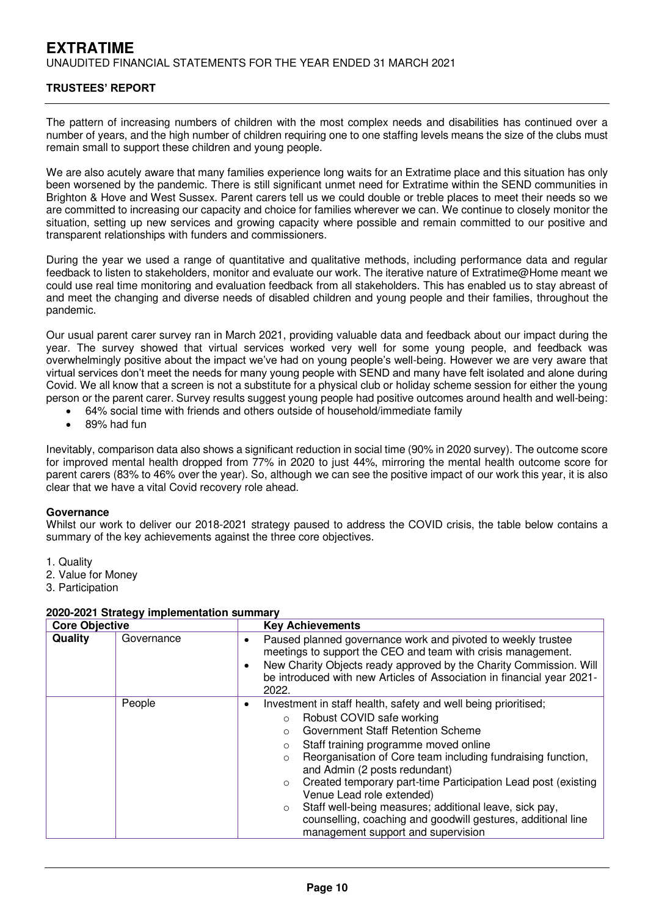The pattern of increasing numbers of children with the most complex needs and disabilities has continued over a number of years, and the high number of children requiring one to one staffing levels means the size of the clubs must remain small to support these children and young people.

We are also acutely aware that many families experience long waits for an Extratime place and this situation has only been worsened by the pandemic. There is still significant unmet need for Extratime within the SEND communities in Brighton & Hove and West Sussex. Parent carers tell us we could double or treble places to meet their needs so we are committed to increasing our capacity and choice for families wherever we can. We continue to closely monitor the situation, setting up new services and growing capacity where possible and remain committed to our positive and transparent relationships with funders and commissioners.

During the year we used a range of quantitative and qualitative methods, including performance data and regular feedback to listen to stakeholders, monitor and evaluate our work. The iterative nature of Extratime@Home meant we could use real time monitoring and evaluation feedback from all stakeholders. This has enabled us to stay abreast of and meet the changing and diverse needs of disabled children and young people and their families, throughout the pandemic.

Our usual parent carer survey ran in March 2021, providing valuable data and feedback about our impact during the year. The survey showed that virtual services worked very well for some young people, and feedback was overwhelmingly positive about the impact we've had on young people's well-being. However we are very aware that virtual services don't meet the needs for many young people with SEND and many have felt isolated and alone during Covid. We all know that a screen is not a substitute for a physical club or holiday scheme session for either the young person or the parent carer. Survey results suggest young people had positive outcomes around health and well-being:

- 64% social time with friends and others outside of household/immediate family
- 89% had fun

Inevitably, comparison data also shows a significant reduction in social time (90% in 2020 survey). The outcome score for improved mental health dropped from 77% in 2020 to just 44%, mirroring the mental health outcome score for parent carers (83% to 46% over the year). So, although we can see the positive impact of our work this year, it is also clear that we have a vital Covid recovery role ahead.

**Governance**
Whilst our work to deliver our 2018-2021 strategy paused to address the COVID crisis, the table below contains a summary of the key achievements against the three core objectives.

1. Quality
2. Value for Money
3. Participation

**2020-2021 Strategy implementation summary**

| Core Objective | | Key Achievements |
|---|---|---|
| **Quality** | Governance | • Paused planned governance work and pivoted to weekly trustee meetings to support the CEO and team with crisis management.<br>• New Charity Objects ready approved by the Charity Commission. Will be introduced with new Articles of Association in financial year 2021-2022. |
| | People | • Investment in staff health, safety and well being prioritised;<br>  ○ Robust COVID safe working<br>  ○ Government Staff Retention Scheme<br>  ○ Staff training programme moved online<br>  ○ Reorganisation of Core team including fundraising function, and Admin (2 posts redundant)<br>  ○ Created temporary part-time Participation Lead post (existing Venue Lead role extended)<br>  ○ Staff well-being measures; additional leave, sick pay, counselling, coaching and goodwill gestures, additional line management support and supervision |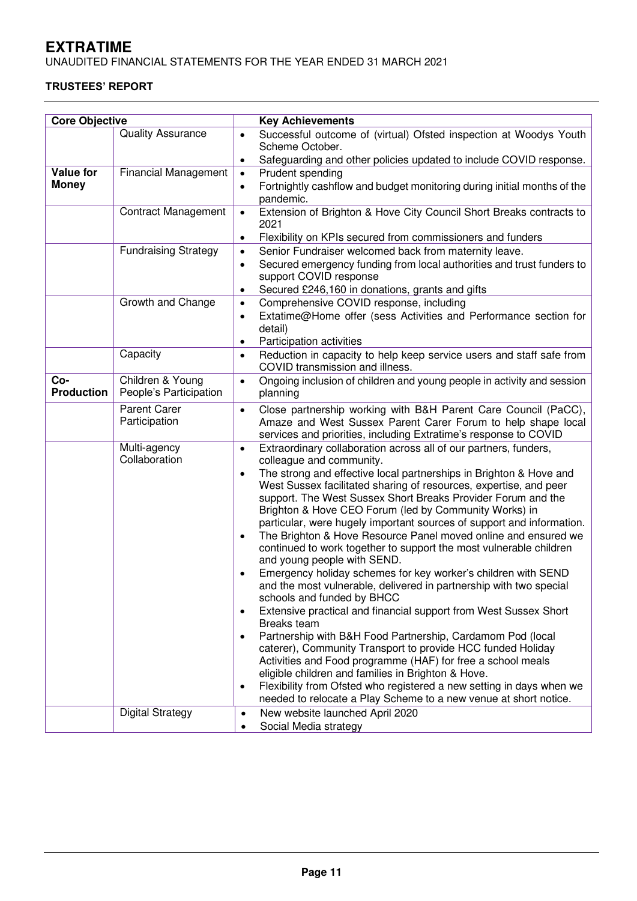# EXTRATIME

UNAUDITED FINANCIAL STATEMENTS FOR THE YEAR ENDED 31 MARCH 2021

## TRUSTEES' REPORT

| Core Objective | | Key Achievements |
|---|---|---|
| | Quality Assurance | • Successful outcome of (virtual) Ofsted inspection at Woodys Youth Scheme October.<br>• Safeguarding and other policies updated to include COVID response. |
| **Value for Money** | Financial Management | • Prudent spending<br>• Fortnightly cashflow and budget monitoring during initial months of the pandemic. |
| | Contract Management | • Extension of Brighton & Hove City Council Short Breaks contracts to 2021<br>• Flexibility on KPIs secured from commissioners and funders |
| | Fundraising Strategy | • Senior Fundraiser welcomed back from maternity leave.<br>• Secured emergency funding from local authorities and trust funders to support COVID response<br>• Secured £246,160 in donations, grants and gifts |
| | Growth and Change | • Comprehensive COVID response, including<br>• Extatime@Home offer (sess Activities and Performance section for detail)<br>• Participation activities |
| | Capacity | • Reduction in capacity to help keep service users and staff safe from COVID transmission and illness. |
| **Co-Production** | Children & Young People's Participation | • Ongoing inclusion of children and young people in activity and session planning |
| | Parent Carer Participation | • Close partnership working with B&H Parent Care Council (PaCC), Amaze and West Sussex Parent Carer Forum to help shape local services and priorities, including Extratime's response to COVID |
| | Multi-agency Collaboration | • Extraordinary collaboration across all of our partners, funders, colleague and community.<br>• The strong and effective local partnerships in Brighton & Hove and West Sussex facilitated sharing of resources, expertise, and peer support. The West Sussex Short Breaks Provider Forum and the Brighton & Hove CEO Forum (led by Community Works) in particular, were hugely important sources of support and information.<br>• The Brighton & Hove Resource Panel moved online and ensured we continued to work together to support the most vulnerable children and young people with SEND.<br>• Emergency holiday schemes for key worker's children with SEND and the most vulnerable, delivered in partnership with two special schools and funded by BHCC<br>• Extensive practical and financial support from West Sussex Short Breaks team<br>• Partnership with B&H Food Partnership, Cardamom Pod (local caterer), Community Transport to provide HCC funded Holiday Activities and Food programme (HAF) for free a school meals eligible children and families in Brighton & Hove.<br>• Flexibility from Ofsted who registered a new setting in days when we needed to relocate a Play Scheme to a new venue at short notice. |
| | Digital Strategy | • New website launched April 2020<br>• Social Media strategy |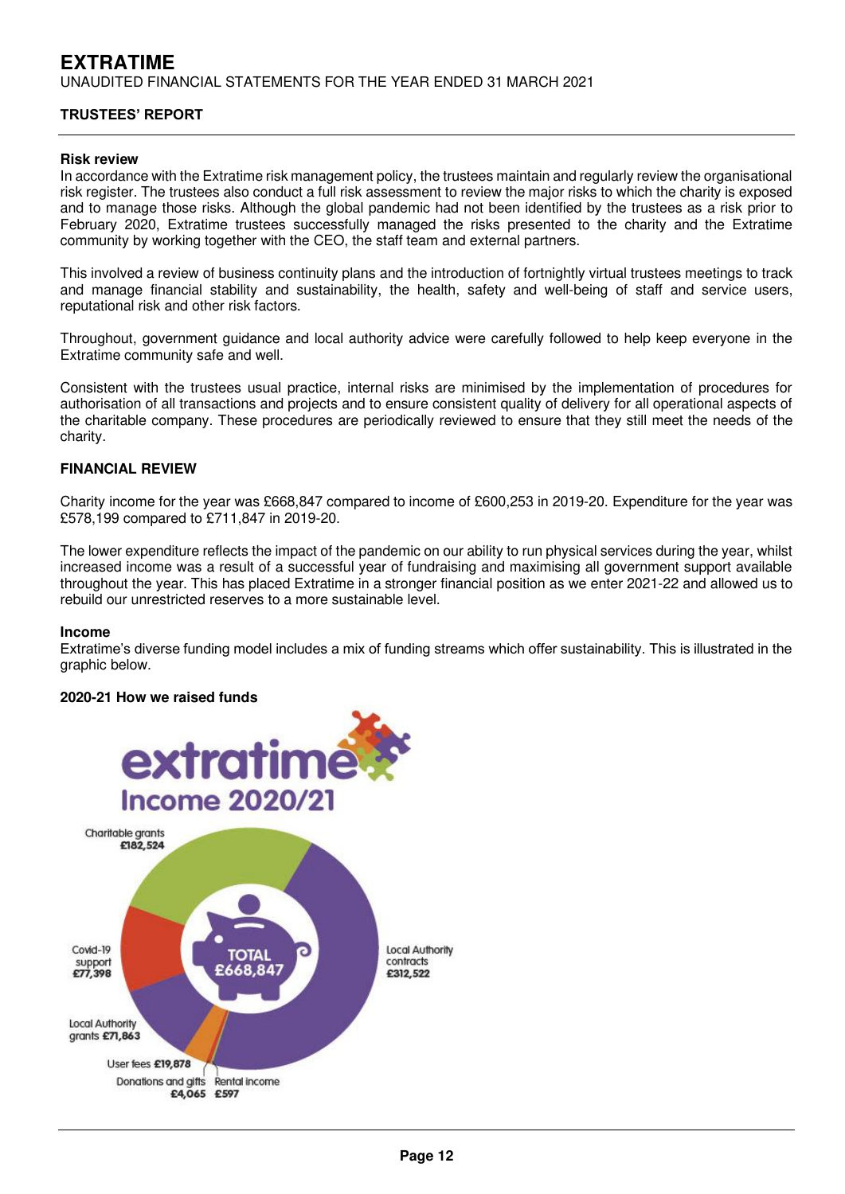**Risk review**

In accordance with the Extratime risk management policy, the trustees maintain and regularly review the organisational risk register. The trustees also conduct a full risk assessment to review the major risks to which the charity is exposed and to manage those risks. Although the global pandemic had not been identified by the trustees as a risk prior to February 2020, Extratime trustees successfully managed the risks presented to the charity and the Extratime community by working together with the CEO, the staff team and external partners.

This involved a review of business continuity plans and the introduction of fortnightly virtual trustees meetings to track and manage financial stability and sustainability, the health, safety and well-being of staff and service users, reputational risk and other risk factors.

Throughout, government guidance and local authority advice were carefully followed to help keep everyone in the Extratime community safe and well.

Consistent with the trustees usual practice, internal risks are minimised by the implementation of procedures for authorisation of all transactions and projects and to ensure consistent quality of delivery for all operational aspects of the charitable company. These procedures are periodically reviewed to ensure that they still meet the needs of the charity.

## FINANCIAL REVIEW

Charity income for the year was £668,847 compared to income of £600,253 in 2019-20. Expenditure for the year was £578,199 compared to £711,847 in 2019-20.

The lower expenditure reflects the impact of the pandemic on our ability to run physical services during the year, whilst increased income was a result of a successful year of fundraising and maximising all government support available throughout the year. This has placed Extratime in a stronger financial position as we enter 2021-22 and allowed us to rebuild our unrestricted reserves to a more sustainable level.

**Income**

Extratime's diverse funding model includes a mix of funding streams which offer sustainability. This is illustrated in the graphic below.

**2020-21 How we raised funds**

extratime Income 2020/21

TOTAL £668,847

- Charitable grants £182,524
- Local Authority contracts £312,522
- Covid-19 support £77,398
- Local Authority grants £71,863
- User fees £19,878
- Donations and gifts £4,065
- Rental income £597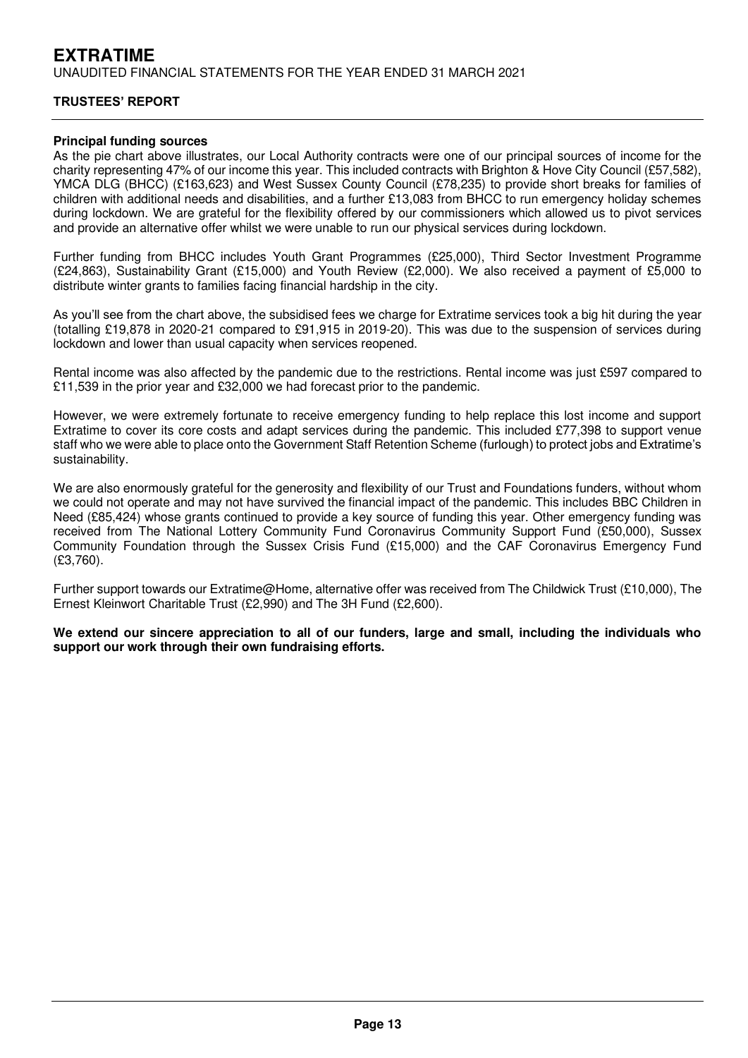### Principal funding sources

As the pie chart above illustrates, our Local Authority contracts were one of our principal sources of income for the charity representing 47% of our income this year. This included contracts with Brighton & Hove City Council (£57,582), YMCA DLG (BHCC) (£163,623) and West Sussex County Council (£78,235) to provide short breaks for families of children with additional needs and disabilities, and a further £13,083 from BHCC to run emergency holiday schemes during lockdown. We are grateful for the flexibility offered by our commissioners which allowed us to pivot services and provide an alternative offer whilst we were unable to run our physical services during lockdown.

Further funding from BHCC includes Youth Grant Programmes (£25,000), Third Sector Investment Programme (£24,863), Sustainability Grant (£15,000) and Youth Review (£2,000). We also received a payment of £5,000 to distribute winter grants to families facing financial hardship in the city.

As you'll see from the chart above, the subsidised fees we charge for Extratime services took a big hit during the year (totalling £19,878 in 2020-21 compared to £91,915 in 2019-20). This was due to the suspension of services during lockdown and lower than usual capacity when services reopened.

Rental income was also affected by the pandemic due to the restrictions. Rental income was just £597 compared to £11,539 in the prior year and £32,000 we had forecast prior to the pandemic.

However, we were extremely fortunate to receive emergency funding to help replace this lost income and support Extratime to cover its core costs and adapt services during the pandemic. This included £77,398 to support venue staff who we were able to place onto the Government Staff Retention Scheme (furlough) to protect jobs and Extratime's sustainability.

We are also enormously grateful for the generosity and flexibility of our Trust and Foundations funders, without whom we could not operate and may not have survived the financial impact of the pandemic. This includes BBC Children in Need (£85,424) whose grants continued to provide a key source of funding this year. Other emergency funding was received from The National Lottery Community Fund Coronavirus Community Support Fund (£50,000), Sussex Community Foundation through the Sussex Crisis Fund (£15,000) and the CAF Coronavirus Emergency Fund (£3,760).

Further support towards our Extratime@Home, alternative offer was received from The Childwick Trust (£10,000), The Ernest Kleinwort Charitable Trust (£2,990) and The 3H Fund (£2,600).

**We extend our sincere appreciation to all of our funders, large and small, including the individuals who support our work through their own fundraising efforts.**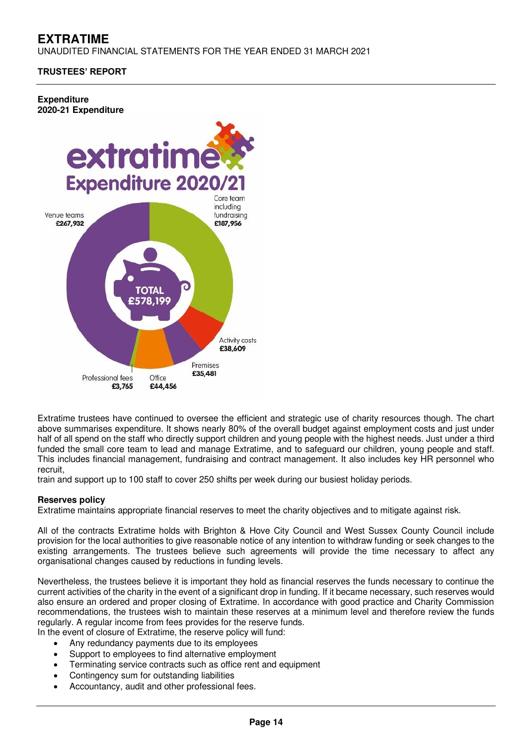**Expenditure**
**2020-21 Expenditure**

extratime
Expenditure 2020/21

TOTAL £578,199

| Category | Amount |
| --- | --- |
| Venue teams | £267,932 |
| Core team including fundraising | £187,956 |
| Activity costs | £38,609 |
| Premises | £35,481 |
| Office | £44,456 |
| Professional fees | £3,765 |

Extratime trustees have continued to oversee the efficient and strategic use of charity resources though. The chart above summarises expenditure. It shows nearly 80% of the overall budget against employment costs and just under half of all spend on the staff who directly support children and young people with the highest needs. Just under a third funded the small core team to lead and manage Extratime, and to safeguard our children, young people and staff. This includes financial management, fundraising and contract management. It also includes key HR personnel who recruit,
train and support up to 100 staff to cover 250 shifts per week during our busiest holiday periods.

**Reserves policy**
Extratime maintains appropriate financial reserves to meet the charity objectives and to mitigate against risk.

All of the contracts Extratime holds with Brighton & Hove City Council and West Sussex County Council include provision for the local authorities to give reasonable notice of any intention to withdraw funding or seek changes to the existing arrangements. The trustees believe such agreements will provide the time necessary to affect any organisational changes caused by reductions in funding levels.

Nevertheless, the trustees believe it is important they hold as financial reserves the funds necessary to continue the current activities of the charity in the event of a significant drop in funding. If it became necessary, such reserves would also ensure an ordered and proper closing of Extratime. In accordance with good practice and Charity Commission recommendations, the trustees wish to maintain these reserves at a minimum level and therefore review the funds regularly. A regular income from fees provides for the reserve funds.
In the event of closure of Extratime, the reserve policy will fund:

- Any redundancy payments due to its employees
- Support to employees to find alternative employment
- Terminating service contracts such as office rent and equipment
- Contingency sum for outstanding liabilities
- Accountancy, audit and other professional fees.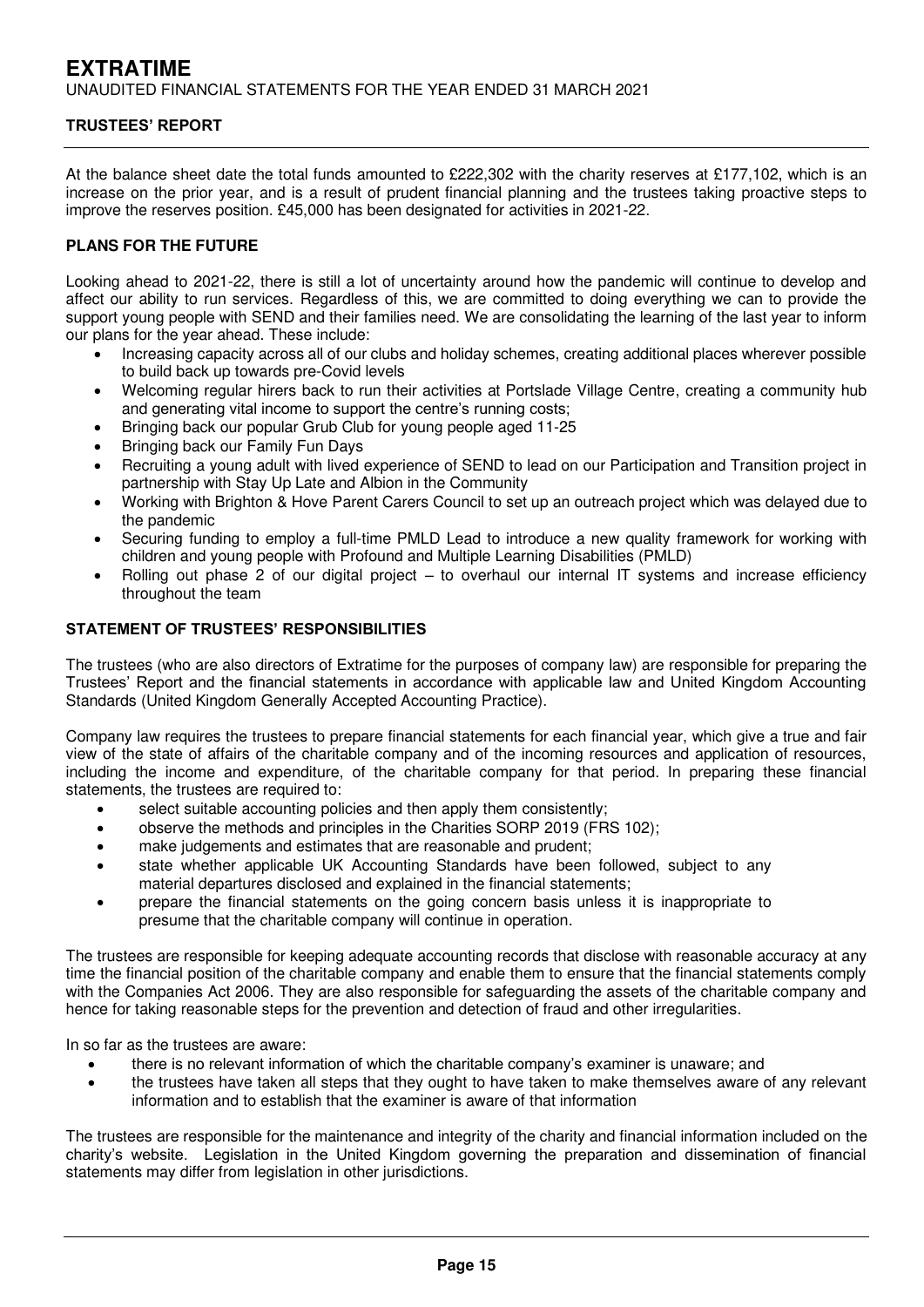## TRUSTEES' REPORT

At the balance sheet date the total funds amounted to £222,302 with the charity reserves at £177,102, which is an increase on the prior year, and is a result of prudent financial planning and the trustees taking proactive steps to improve the reserves position. £45,000 has been designated for activities in 2021-22.

### PLANS FOR THE FUTURE

Looking ahead to 2021-22, there is still a lot of uncertainty around how the pandemic will continue to develop and affect our ability to run services. Regardless of this, we are committed to doing everything we can to provide the support young people with SEND and their families need. We are consolidating the learning of the last year to inform our plans for the year ahead. These include:

- Increasing capacity across all of our clubs and holiday schemes, creating additional places wherever possible to build back up towards pre-Covid levels
- Welcoming regular hirers back to run their activities at Portslade Village Centre, creating a community hub and generating vital income to support the centre's running costs;
- Bringing back our popular Grub Club for young people aged 11-25
- Bringing back our Family Fun Days
- Recruiting a young adult with lived experience of SEND to lead on our Participation and Transition project in partnership with Stay Up Late and Albion in the Community
- Working with Brighton & Hove Parent Carers Council to set up an outreach project which was delayed due to the pandemic
- Securing funding to employ a full-time PMLD Lead to introduce a new quality framework for working with children and young people with Profound and Multiple Learning Disabilities (PMLD)
- Rolling out phase 2 of our digital project – to overhaul our internal IT systems and increase efficiency throughout the team

### STATEMENT OF TRUSTEES' RESPONSIBILITIES

The trustees (who are also directors of Extratime for the purposes of company law) are responsible for preparing the Trustees' Report and the financial statements in accordance with applicable law and United Kingdom Accounting Standards (United Kingdom Generally Accepted Accounting Practice).

Company law requires the trustees to prepare financial statements for each financial year, which give a true and fair view of the state of affairs of the charitable company and of the incoming resources and application of resources, including the income and expenditure, of the charitable company for that period. In preparing these financial statements, the trustees are required to:

- select suitable accounting policies and then apply them consistently;
- observe the methods and principles in the Charities SORP 2019 (FRS 102);
- make judgements and estimates that are reasonable and prudent;
- state whether applicable UK Accounting Standards have been followed, subject to any material departures disclosed and explained in the financial statements;
- prepare the financial statements on the going concern basis unless it is inappropriate to presume that the charitable company will continue in operation.

The trustees are responsible for keeping adequate accounting records that disclose with reasonable accuracy at any time the financial position of the charitable company and enable them to ensure that the financial statements comply with the Companies Act 2006. They are also responsible for safeguarding the assets of the charitable company and hence for taking reasonable steps for the prevention and detection of fraud and other irregularities.

In so far as the trustees are aware:

- there is no relevant information of which the charitable company's examiner is unaware; and
- the trustees have taken all steps that they ought to have taken to make themselves aware of any relevant information and to establish that the examiner is aware of that information

The trustees are responsible for the maintenance and integrity of the charity and financial information included on the charity's website. Legislation in the United Kingdom governing the preparation and dissemination of financial statements may differ from legislation in other jurisdictions.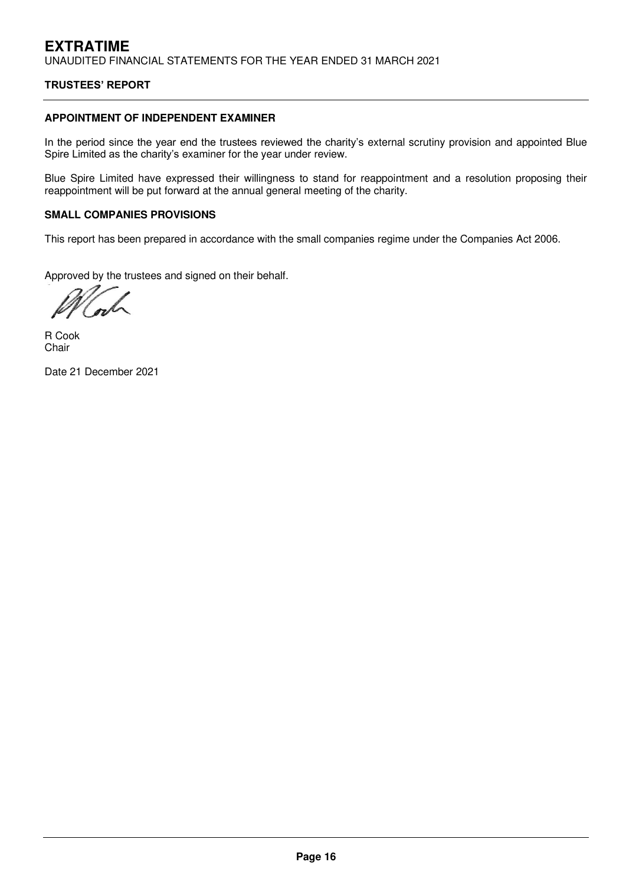## TRUSTEES' REPORT

### APPOINTMENT OF INDEPENDENT EXAMINER

In the period since the year end the trustees reviewed the charity's external scrutiny provision and appointed Blue Spire Limited as the charity's examiner for the year under review.

Blue Spire Limited have expressed their willingness to stand for reappointment and a resolution proposing their reappointment will be put forward at the annual general meeting of the charity.

### SMALL COMPANIES PROVISIONS

This report has been prepared in accordance with the small companies regime under the Companies Act 2006.

Approved by the trustees and signed on their behalf.

R Cook
Chair

Date 21 December 2021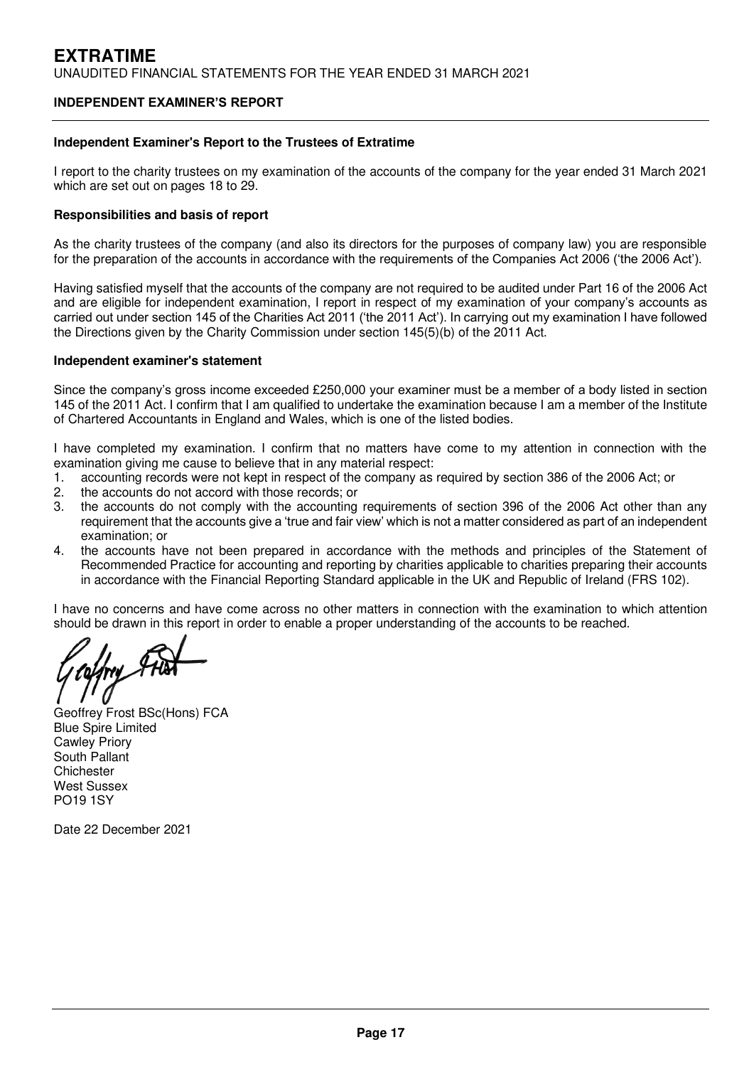# INDEPENDENT EXAMINER'S REPORT

## Independent Examiner's Report to the Trustees of Extratime

I report to the charity trustees on my examination of the accounts of the company for the year ended 31 March 2021 which are set out on pages 18 to 29.

### Responsibilities and basis of report

As the charity trustees of the company (and also its directors for the purposes of company law) you are responsible for the preparation of the accounts in accordance with the requirements of the Companies Act 2006 ('the 2006 Act').

Having satisfied myself that the accounts of the company are not required to be audited under Part 16 of the 2006 Act and are eligible for independent examination, I report in respect of my examination of your company's accounts as carried out under section 145 of the Charities Act 2011 ('the 2011 Act'). In carrying out my examination I have followed the Directions given by the Charity Commission under section 145(5)(b) of the 2011 Act.

### Independent examiner's statement

Since the company's gross income exceeded £250,000 your examiner must be a member of a body listed in section 145 of the 2011 Act. I confirm that I am qualified to undertake the examination because I am a member of the Institute of Chartered Accountants in England and Wales, which is one of the listed bodies.

I have completed my examination. I confirm that no matters have come to my attention in connection with the examination giving me cause to believe that in any material respect:

1. accounting records were not kept in respect of the company as required by section 386 of the 2006 Act; or
2. the accounts do not accord with those records; or
3. the accounts do not comply with the accounting requirements of section 396 of the 2006 Act other than any requirement that the accounts give a 'true and fair view' which is not a matter considered as part of an independent examination; or
4. the accounts have not been prepared in accordance with the methods and principles of the Statement of Recommended Practice for accounting and reporting by charities applicable to charities preparing their accounts in accordance with the Financial Reporting Standard applicable in the UK and Republic of Ireland (FRS 102).

I have no concerns and have come across no other matters in connection with the examination to which attention should be drawn in this report in order to enable a proper understanding of the accounts to be reached.

Geoffrey Frost BSc(Hons) FCA
Blue Spire Limited
Cawley Priory
South Pallant
Chichester
West Sussex
PO19 1SY

Date 22 December 2021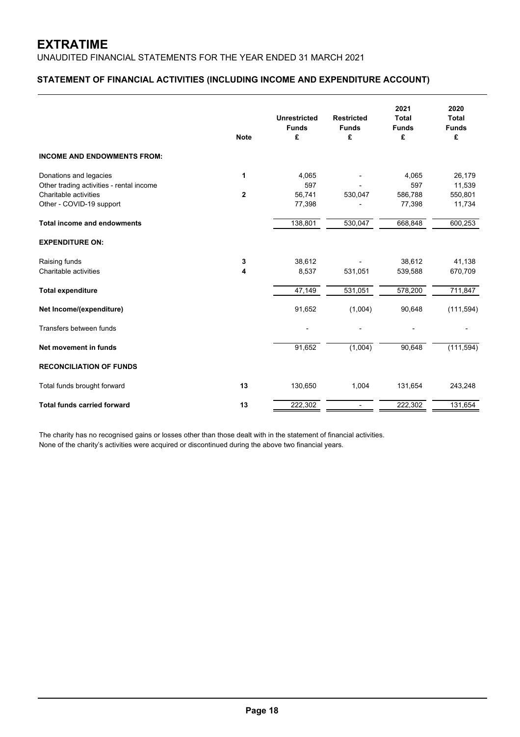# EXTRATIME

UNAUDITED FINANCIAL STATEMENTS FOR THE YEAR ENDED 31 MARCH 2021

## STATEMENT OF FINANCIAL ACTIVITIES (INCLUDING INCOME AND EXPENDITURE ACCOUNT)

| | Note | Unrestricted Funds £ | Restricted Funds £ | 2021 Total Funds £ | 2020 Total Funds £ |
|---|---|---|---|---|---|
| **INCOME AND ENDOWMENTS FROM:** | | | | | |
| Donations and legacies | 1 | 4,065 | - | 4,065 | 26,179 |
| Other trading activities - rental income | | 597 | - | 597 | 11,539 |
| Charitable activities | 2 | 56,741 | 530,047 | 586,788 | 550,801 |
| Other - COVID-19 support | | 77,398 | - | 77,398 | 11,734 |
| **Total income and endowments** | | 138,801 | 530,047 | 668,848 | 600,253 |
| **EXPENDITURE ON:** | | | | | |
| Raising funds | 3 | 38,612 | - | 38,612 | 41,138 |
| Charitable activities | 4 | 8,537 | 531,051 | 539,588 | 670,709 |
| **Total expenditure** | | 47,149 | 531,051 | 578,200 | 711,847 |
| **Net Income/(expenditure)** | | 91,652 | (1,004) | 90,648 | (111,594) |
| Transfers between funds | | - | - | - | - |
| **Net movement in funds** | | 91,652 | (1,004) | 90,648 | (111,594) |
| **RECONCILIATION OF FUNDS** | | | | | |
| Total funds brought forward | 13 | 130,650 | 1,004 | 131,654 | 243,248 |
| **Total funds carried forward** | 13 | 222,302 | - | 222,302 | 131,654 |

The charity has no recognised gains or losses other than those dealt with in the statement of financial activities.
None of the charity's activities were acquired or discontinued during the above two financial years.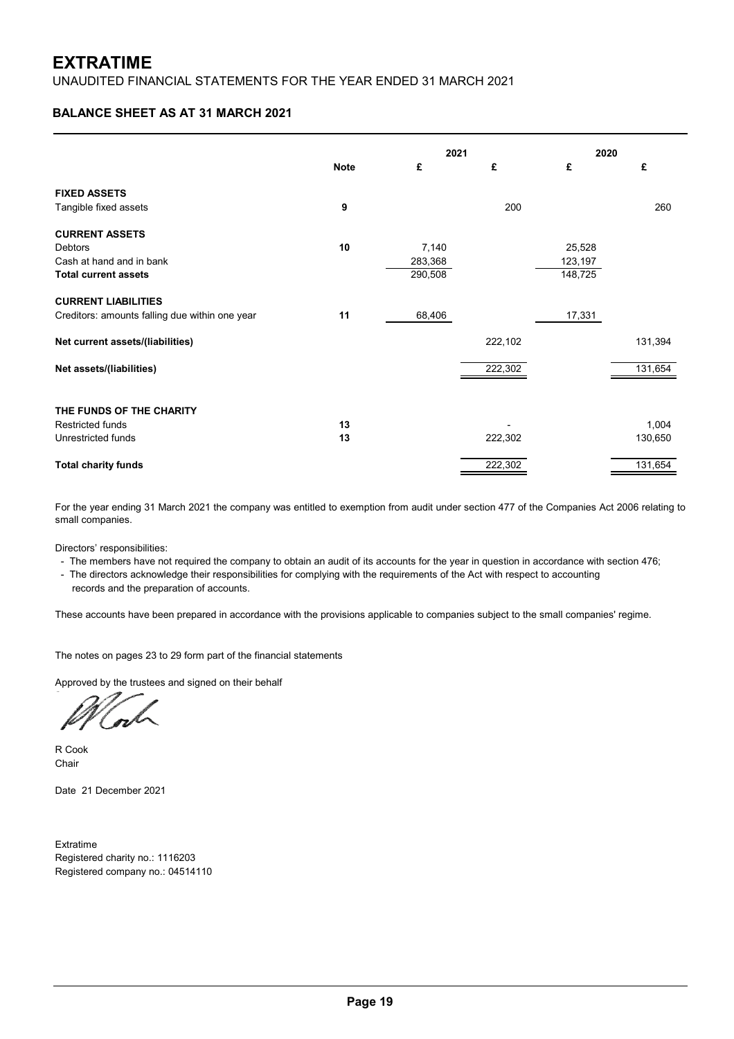# EXTRATIME

UNAUDITED FINANCIAL STATEMENTS FOR THE YEAR ENDED 31 MARCH 2021

## BALANCE SHEET AS AT 31 MARCH 2021

| | Note | 2021 £ | 2021 £ | 2020 £ | 2020 £ |
|---|---|---|---|---|---|
| **FIXED ASSETS** | | | | | |
| Tangible fixed assets | 9 | | 200 | | 260 |
| **CURRENT ASSETS** | | | | | |
| Debtors | 10 | 7,140 | | 25,528 | |
| Cash at hand and in bank | | 283,368 | | 123,197 | |
| **Total current assets** | | 290,508 | | 148,725 | |
| **CURRENT LIABILITIES** | | | | | |
| Creditors: amounts falling due within one year | 11 | 68,406 | | 17,331 | |
| **Net current assets/(liabilities)** | | | 222,102 | | 131,394 |
| **Net assets/(liabilities)** | | | 222,302 | | 131,654 |
| **THE FUNDS OF THE CHARITY** | | | | | |
| Restricted funds | 13 | | - | | 1,004 |
| Unrestricted funds | 13 | | 222,302 | | 130,650 |
| **Total charity funds** | | | 222,302 | | 131,654 |

For the year ending 31 March 2021 the company was entitled to exemption from audit under section 477 of the Companies Act 2006 relating to small companies.

Directors' responsibilities:

- The members have not required the company to obtain an audit of its accounts for the year in question in accordance with section 476;
- The directors acknowledge their responsibilities for complying with the requirements of the Act with respect to accounting records and the preparation of accounts.

These accounts have been prepared in accordance with the provisions applicable to companies subject to the small companies' regime.

The notes on pages 23 to 29 form part of the financial statements

Approved by the trustees and signed on their behalf

R Cook
Chair

Date 21 December 2021

Extratime
Registered charity no.: 1116203
Registered company no.: 04514110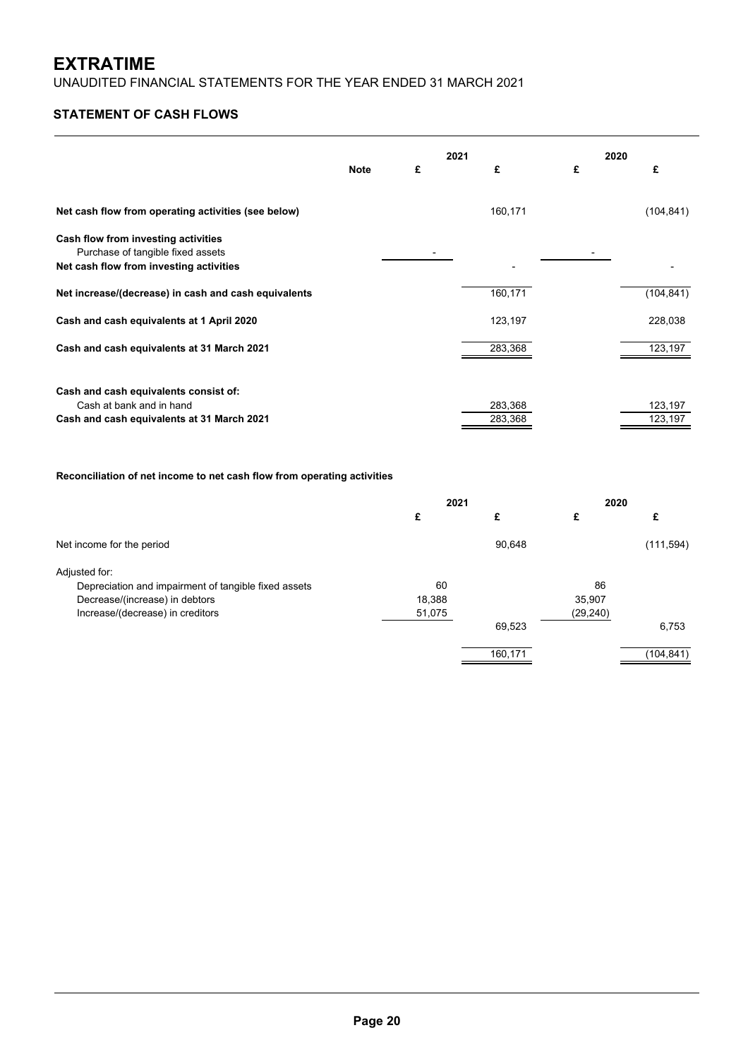# EXTRATIME

UNAUDITED FINANCIAL STATEMENTS FOR THE YEAR ENDED 31 MARCH 2021

## STATEMENT OF CASH FLOWS

| | Note | 2021 £ | 2021 £ | 2020 £ | 2020 £ |
|---|---|---|---|---|---|
| **Net cash flow from operating activities (see below)** | | | 160,171 | | (104,841) |
| **Cash flow from investing activities** | | | | | |
| Purchase of tangible fixed assets | | - | | - | |
| **Net cash flow from investing activities** | | | - | | - |
| **Net increase/(decrease) in cash and cash equivalents** | | | 160,171 | | (104,841) |
| **Cash and cash equivalents at 1 April 2020** | | | 123,197 | | 228,038 |
| **Cash and cash equivalents at 31 March 2021** | | | 283,368 | | 123,197 |
| **Cash and cash equivalents consist of:** | | | | | |
| Cash at bank and in hand | | | 283,368 | | 123,197 |
| **Cash and cash equivalents at 31 March 2021** | | | 283,368 | | 123,197 |

### Reconciliation of net income to net cash flow from operating activities

| | 2021 £ | 2021 £ | 2020 £ | 2020 £ |
|---|---|---|---|---|
| Net income for the period | | 90,648 | | (111,594) |
| Adjusted for: | | | | |
| Depreciation and impairment of tangible fixed assets | 60 | | 86 | |
| Decrease/(increase) in debtors | 18,388 | | 35,907 | |
| Increase/(decrease) in creditors | 51,075 | | (29,240) | |
| | | 69,523 | | 6,753 |
| | | 160,171 | | (104,841) |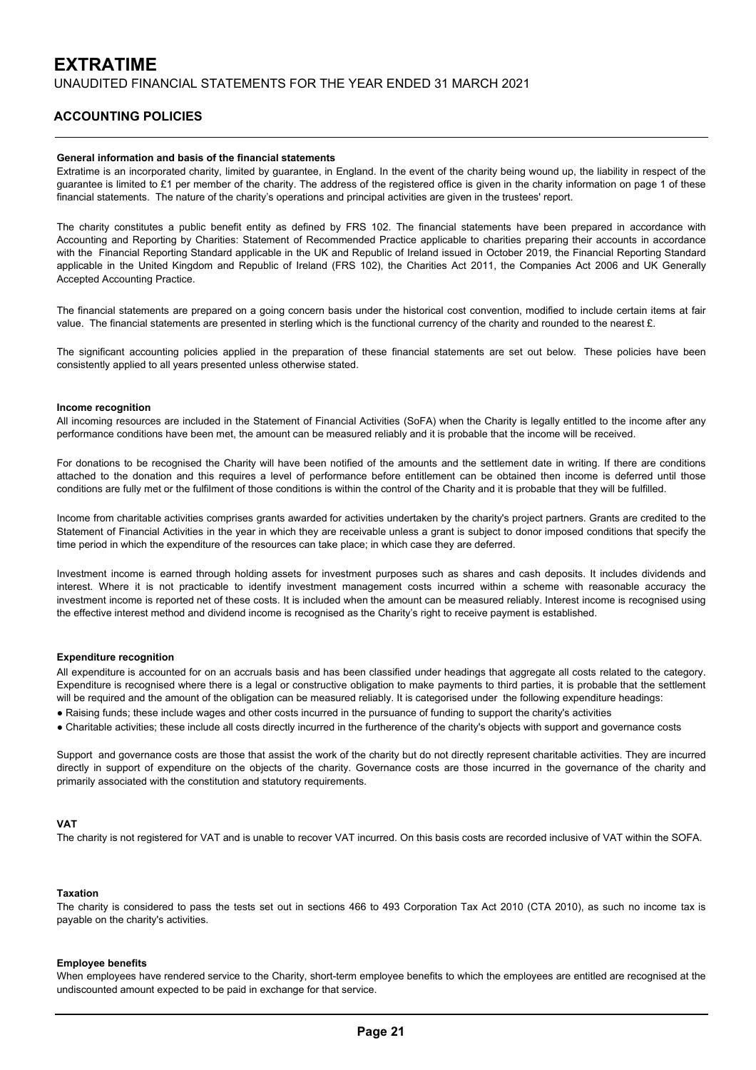# EXTRATIME

UNAUDITED FINANCIAL STATEMENTS FOR THE YEAR ENDED 31 MARCH 2021

## ACCOUNTING POLICIES

**General information and basis of the financial statements**

Extratime is an incorporated charity, limited by guarantee, in England. In the event of the charity being wound up, the liability in respect of the guarantee is limited to £1 per member of the charity. The address of the registered office is given in the charity information on page 1 of these financial statements. The nature of the charity's operations and principal activities are given in the trustees' report.

The charity constitutes a public benefit entity as defined by FRS 102. The financial statements have been prepared in accordance with Accounting and Reporting by Charities: Statement of Recommended Practice applicable to charities preparing their accounts in accordance with the Financial Reporting Standard applicable in the UK and Republic of Ireland issued in October 2019, the Financial Reporting Standard applicable in the United Kingdom and Republic of Ireland (FRS 102), the Charities Act 2011, the Companies Act 2006 and UK Generally Accepted Accounting Practice.

The financial statements are prepared on a going concern basis under the historical cost convention, modified to include certain items at fair value. The financial statements are presented in sterling which is the functional currency of the charity and rounded to the nearest £.

The significant accounting policies applied in the preparation of these financial statements are set out below. These policies have been consistently applied to all years presented unless otherwise stated.

**Income recognition**

All incoming resources are included in the Statement of Financial Activities (SoFA) when the Charity is legally entitled to the income after any performance conditions have been met, the amount can be measured reliably and it is probable that the income will be received.

For donations to be recognised the Charity will have been notified of the amounts and the settlement date in writing. If there are conditions attached to the donation and this requires a level of performance before entitlement can be obtained then income is deferred until those conditions are fully met or the fulfilment of those conditions is within the control of the Charity and it is probable that they will be fulfilled.

Income from charitable activities comprises grants awarded for activities undertaken by the charity's project partners. Grants are credited to the Statement of Financial Activities in the year in which they are receivable unless a grant is subject to donor imposed conditions that specify the time period in which the expenditure of the resources can take place; in which case they are deferred.

Investment income is earned through holding assets for investment purposes such as shares and cash deposits. It includes dividends and interest. Where it is not practicable to identify investment management costs incurred within a scheme with reasonable accuracy the investment income is reported net of these costs. It is included when the amount can be measured reliably. Interest income is recognised using the effective interest method and dividend income is recognised as the Charity's right to receive payment is established.

**Expenditure recognition**

All expenditure is accounted for on an accruals basis and has been classified under headings that aggregate all costs related to the category. Expenditure is recognised where there is a legal or constructive obligation to make payments to third parties, it is probable that the settlement will be required and the amount of the obligation can be measured reliably. It is categorised under the following expenditure headings:

- Raising funds; these include wages and other costs incurred in the pursuance of funding to support the charity's activities
- Charitable activities; these include all costs directly incurred in the furtherence of the charity's objects with support and governance costs

Support and governance costs are those that assist the work of the charity but do not directly represent charitable activities. They are incurred directly in support of expenditure on the objects of the charity. Governance costs are those incurred in the governance of the charity and primarily associated with the constitution and statutory requirements.

**VAT**

The charity is not registered for VAT and is unable to recover VAT incurred. On this basis costs are recorded inclusive of VAT within the SOFA.

**Taxation**

The charity is considered to pass the tests set out in sections 466 to 493 Corporation Tax Act 2010 (CTA 2010), as such no income tax is payable on the charity's activities.

**Employee benefits**

When employees have rendered service to the Charity, short-term employee benefits to which the employees are entitled are recognised at the undiscounted amount expected to be paid in exchange for that service.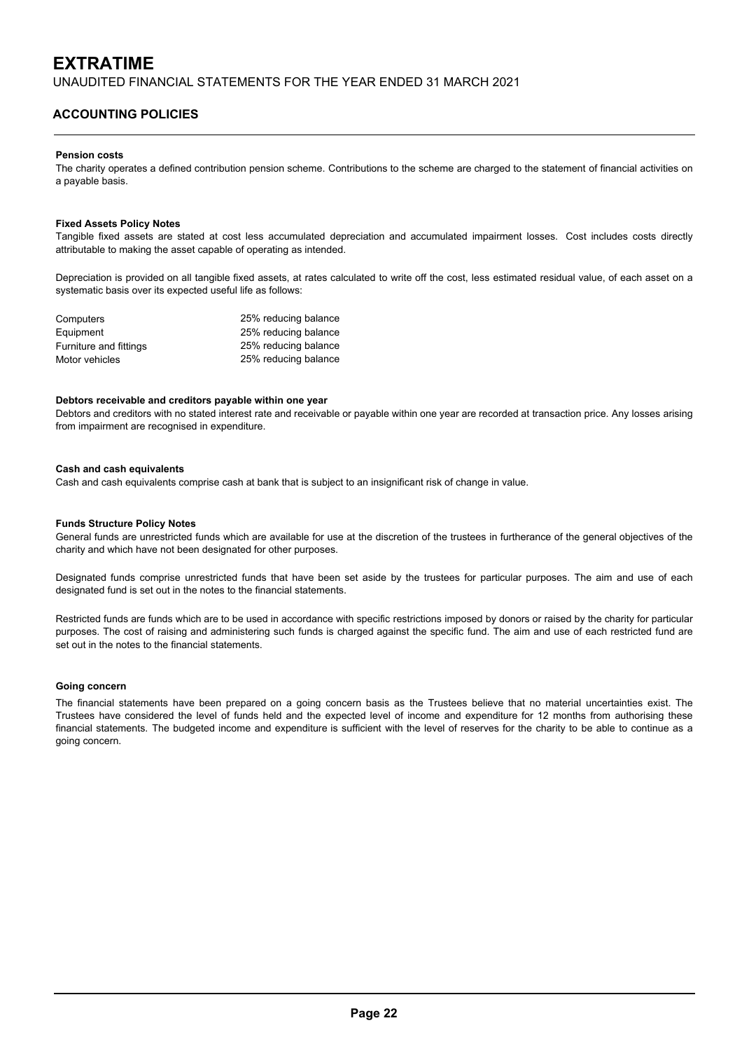# EXTRATIME

UNAUDITED FINANCIAL STATEMENTS FOR THE YEAR ENDED 31 MARCH 2021

## ACCOUNTING POLICIES

**Pension costs**

The charity operates a defined contribution pension scheme. Contributions to the scheme are charged to the statement of financial activities on a payable basis.

**Fixed Assets Policy Notes**

Tangible fixed assets are stated at cost less accumulated depreciation and accumulated impairment losses. Cost includes costs directly attributable to making the asset capable of operating as intended.

Depreciation is provided on all tangible fixed assets, at rates calculated to write off the cost, less estimated residual value, of each asset on a systematic basis over its expected useful life as follows:

| | |
|---|---|
| Computers | 25% reducing balance |
| Equipment | 25% reducing balance |
| Furniture and fittings | 25% reducing balance |
| Motor vehicles | 25% reducing balance |

**Debtors receivable and creditors payable within one year**

Debtors and creditors with no stated interest rate and receivable or payable within one year are recorded at transaction price. Any losses arising from impairment are recognised in expenditure.

**Cash and cash equivalents**

Cash and cash equivalents comprise cash at bank that is subject to an insignificant risk of change in value.

**Funds Structure Policy Notes**

General funds are unrestricted funds which are available for use at the discretion of the trustees in furtherance of the general objectives of the charity and which have not been designated for other purposes.

Designated funds comprise unrestricted funds that have been set aside by the trustees for particular purposes. The aim and use of each designated fund is set out in the notes to the financial statements.

Restricted funds are funds which are to be used in accordance with specific restrictions imposed by donors or raised by the charity for particular purposes. The cost of raising and administering such funds is charged against the specific fund. The aim and use of each restricted fund are set out in the notes to the financial statements.

**Going concern**

The financial statements have been prepared on a going concern basis as the Trustees believe that no material uncertainties exist. The Trustees have considered the level of funds held and the expected level of income and expenditure for 12 months from authorising these financial statements. The budgeted income and expenditure is sufficient with the level of reserves for the charity to be able to continue as a going concern.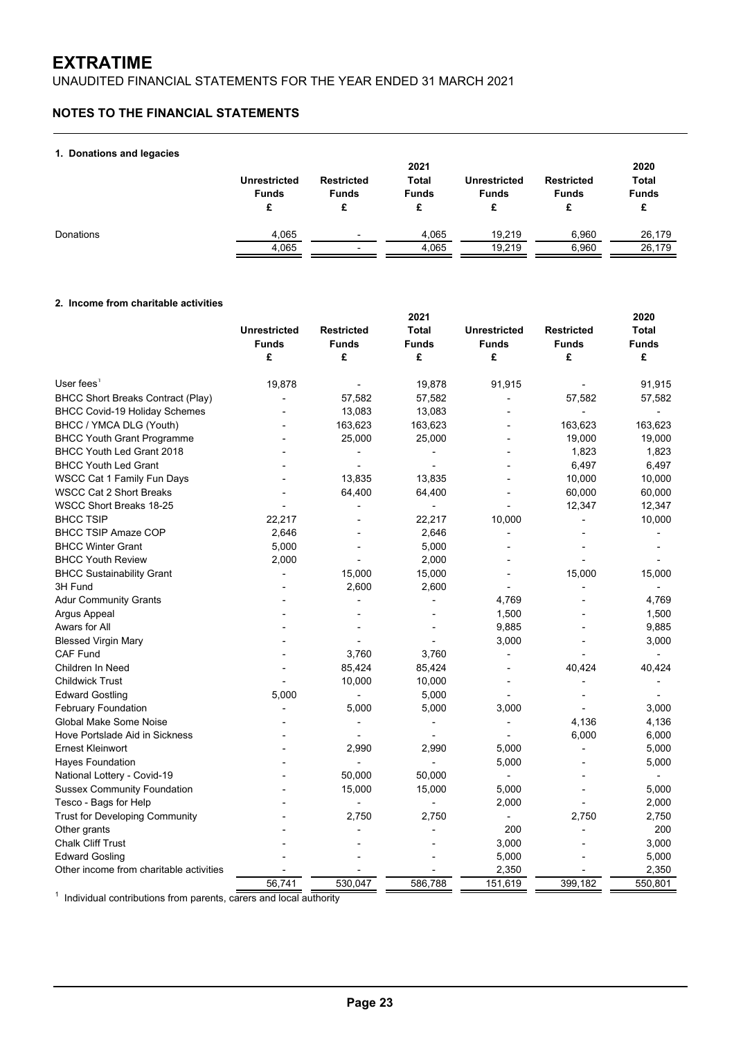# EXTRATIME

UNAUDITED FINANCIAL STATEMENTS FOR THE YEAR ENDED 31 MARCH 2021

## NOTES TO THE FINANCIAL STATEMENTS

### 1. Donations and legacies

| | Unrestricted Funds £ | Restricted Funds £ | 2021 Total Funds £ | Unrestricted Funds £ | Restricted Funds £ | 2020 Total Funds £ |
|---|---|---|---|---|---|---|
| Donations | 4,065 | - | 4,065 | 19,219 | 6,960 | 26,179 |
| | 4,065 | - | 4,065 | 19,219 | 6,960 | 26,179 |

### 2. Income from charitable activities

| | Unrestricted Funds £ | Restricted Funds £ | 2021 Total Funds £ | Unrestricted Funds £ | Restricted Funds £ | 2020 Total Funds £ |
|---|---|---|---|---|---|---|
| User fees[1] | 19,878 | - | 19,878 | 91,915 | - | 91,915 |
| BHCC Short Breaks Contract (Play) | - | 57,582 | 57,582 | - | 57,582 | 57,582 |
| BHCC Covid-19 Holiday Schemes | - | 13,083 | 13,083 | - | - | - |
| BHCC / YMCA DLG (Youth) | - | 163,623 | 163,623 | - | 163,623 | 163,623 |
| BHCC Youth Grant Programme | - | 25,000 | 25,000 | - | 19,000 | 19,000 |
| BHCC Youth Led Grant 2018 | - | - | - | - | 1,823 | 1,823 |
| BHCC Youth Led Grant | - | - | - | - | 6,497 | 6,497 |
| WSCC Cat 1 Family Fun Days | - | 13,835 | 13,835 | - | 10,000 | 10,000 |
| WSCC Cat 2 Short Breaks | - | 64,400 | 64,400 | - | 60,000 | 60,000 |
| WSCC Short Breaks 18-25 | - | - | - | - | 12,347 | 12,347 |
| BHCC TSIP | 22,217 | - | 22,217 | 10,000 | - | 10,000 |
| BHCC TSIP Amaze COP | 2,646 | - | 2,646 | - | - | - |
| BHCC Winter Grant | 5,000 | - | 5,000 | - | - | - |
| BHCC Youth Review | 2,000 | - | 2,000 | - | - | - |
| BHCC Sustainability Grant | - | 15,000 | 15,000 | - | 15,000 | 15,000 |
| 3H Fund | - | 2,600 | 2,600 | - | - | - |
| Adur Community Grants | - | - | - | 4,769 | - | 4,769 |
| Argus Appeal | - | - | - | 1,500 | - | 1,500 |
| Awars for All | - | - | - | 9,885 | - | 9,885 |
| Blessed Virgin Mary | - | - | - | 3,000 | - | 3,000 |
| CAF Fund | - | 3,760 | 3,760 | - | - | - |
| Children In Need | - | 85,424 | 85,424 | - | 40,424 | 40,424 |
| Childwick Trust | - | 10,000 | 10,000 | - | - | - |
| Edward Gostling | 5,000 | - | 5,000 | - | - | - |
| February Foundation | - | 5,000 | 5,000 | 3,000 | - | 3,000 |
| Global Make Some Noise | - | - | - | - | 4,136 | 4,136 |
| Hove Portslade Aid in Sickness | - | - | - | - | 6,000 | 6,000 |
| Ernest Kleinwort | - | 2,990 | 2,990 | 5,000 | - | 5,000 |
| Hayes Foundation | - | - | - | 5,000 | - | 5,000 |
| National Lottery - Covid-19 | - | 50,000 | 50,000 | - | - | - |
| Sussex Community Foundation | - | 15,000 | 15,000 | 5,000 | - | 5,000 |
| Tesco - Bags for Help | - | - | - | 2,000 | - | 2,000 |
| Trust for Developing Community | - | 2,750 | 2,750 | - | 2,750 | 2,750 |
| Other grants | - | - | - | 200 | - | 200 |
| Chalk Cliff Trust | - | - | - | 3,000 | - | 3,000 |
| Edward Gosling | - | - | - | 5,000 | - | 5,000 |
| Other income from charitable activities | - | - | - | 2,350 | - | 2,350 |
| | 56,741 | 530,047 | 586,788 | 151,619 | 399,182 | 550,801 |

[1] Individual contributions from parents, carers and local authority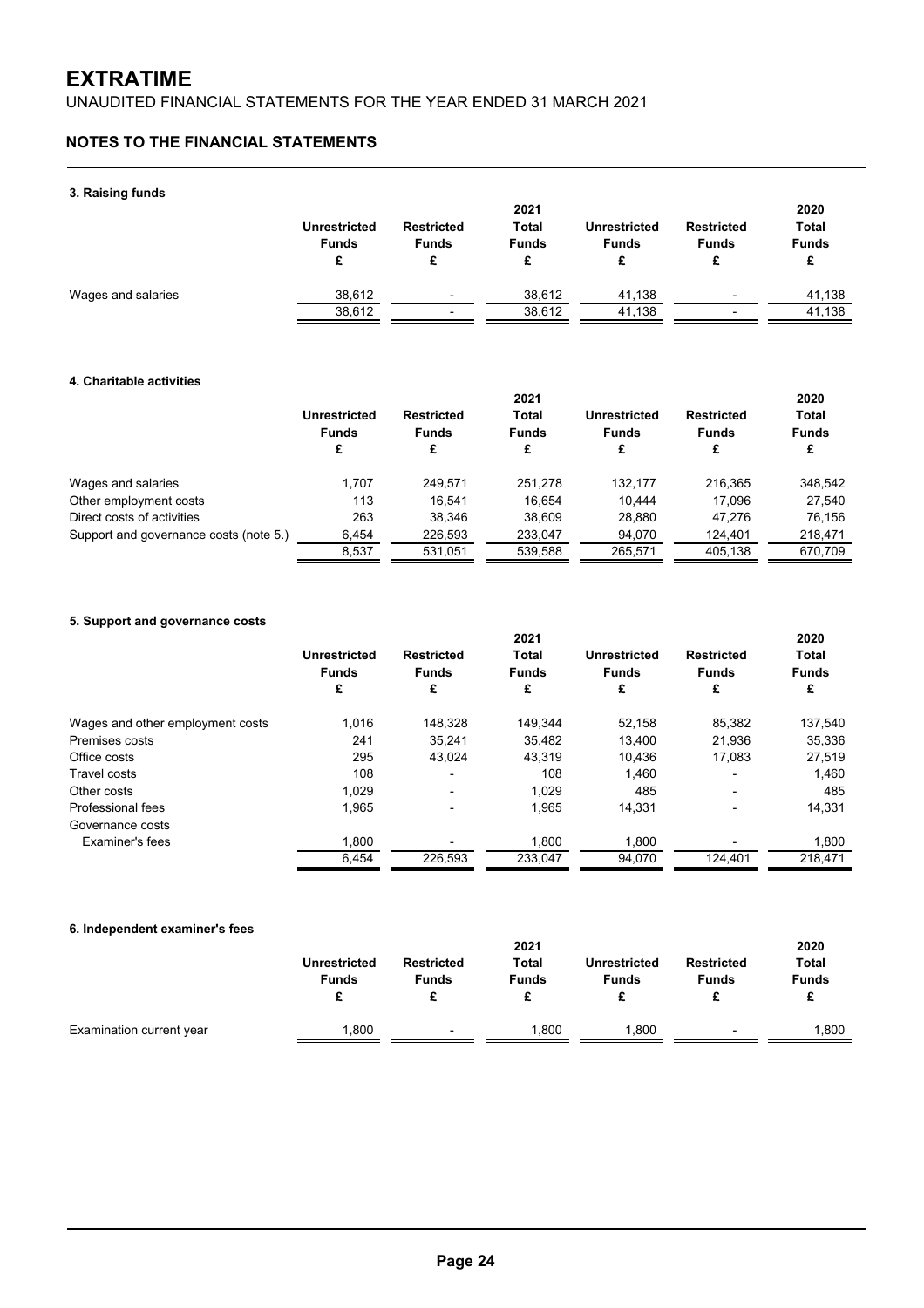# EXTRATIME

UNAUDITED FINANCIAL STATEMENTS FOR THE YEAR ENDED 31 MARCH 2021

## NOTES TO THE FINANCIAL STATEMENTS

### 3. Raising funds

| | Unrestricted Funds £ | Restricted Funds £ | 2021 Total Funds £ | Unrestricted Funds £ | Restricted Funds £ | 2020 Total Funds £ |
|---|---|---|---|---|---|---|
| Wages and salaries | 38,612 | - | 38,612 | 41,138 | - | 41,138 |
| | 38,612 | - | 38,612 | 41,138 | - | 41,138 |

### 4. Charitable activities

| | Unrestricted Funds £ | Restricted Funds £ | 2021 Total Funds £ | Unrestricted Funds £ | Restricted Funds £ | 2020 Total Funds £ |
|---|---|---|---|---|---|---|
| Wages and salaries | 1,707 | 249,571 | 251,278 | 132,177 | 216,365 | 348,542 |
| Other employment costs | 113 | 16,541 | 16,654 | 10,444 | 17,096 | 27,540 |
| Direct costs of activities | 263 | 38,346 | 38,609 | 28,880 | 47,276 | 76,156 |
| Support and governance costs (note 5.) | 6,454 | 226,593 | 233,047 | 94,070 | 124,401 | 218,471 |
| | 8,537 | 531,051 | 539,588 | 265,571 | 405,138 | 670,709 |

### 5. Support and governance costs

| | Unrestricted Funds £ | Restricted Funds £ | 2021 Total Funds £ | Unrestricted Funds £ | Restricted Funds £ | 2020 Total Funds £ |
|---|---|---|---|---|---|---|
| Wages and other employment costs | 1,016 | 148,328 | 149,344 | 52,158 | 85,382 | 137,540 |
| Premises costs | 241 | 35,241 | 35,482 | 13,400 | 21,936 | 35,336 |
| Office costs | 295 | 43,024 | 43,319 | 10,436 | 17,083 | 27,519 |
| Travel costs | 108 | - | 108 | 1,460 | - | 1,460 |
| Other costs | 1,029 | - | 1,029 | 485 | - | 485 |
| Professional fees | 1,965 | - | 1,965 | 14,331 | - | 14,331 |
| Governance costs | | | | | | |
| Examiner's fees | 1,800 | - | 1,800 | 1,800 | - | 1,800 |
| | 6,454 | 226,593 | 233,047 | 94,070 | 124,401 | 218,471 |

### 6. Independent examiner's fees

| | Unrestricted Funds £ | Restricted Funds £ | 2021 Total Funds £ | Unrestricted Funds £ | Restricted Funds £ | 2020 Total Funds £ |
|---|---|---|---|---|---|---|
| Examination current year | 1,800 | - | 1,800 | 1,800 | - | 1,800 |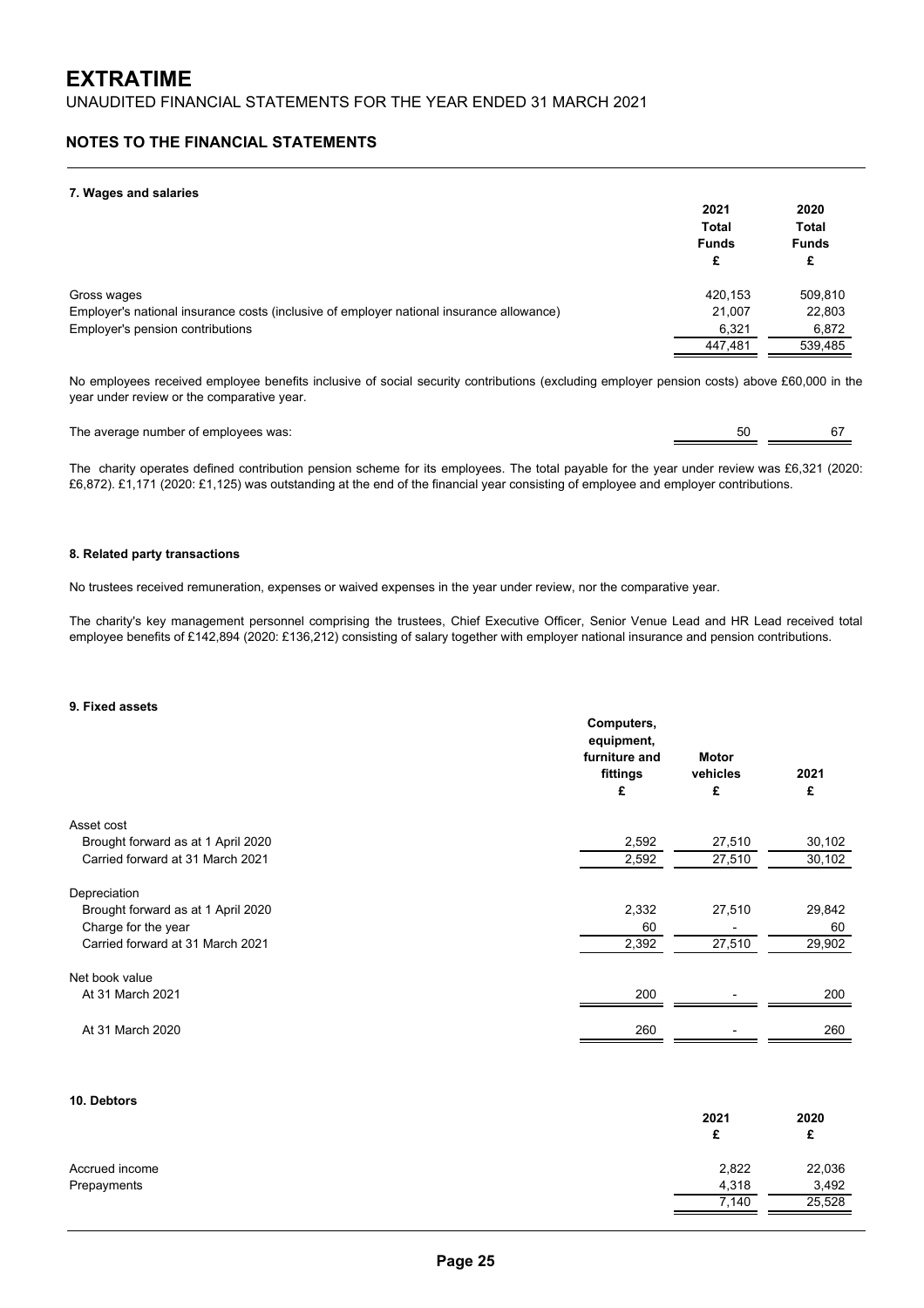# EXTRATIME

UNAUDITED FINANCIAL STATEMENTS FOR THE YEAR ENDED 31 MARCH 2021

## NOTES TO THE FINANCIAL STATEMENTS

### 7. Wages and salaries

| | 2021 Total Funds £ | 2020 Total Funds £ |
|---|---|---|
| Gross wages | 420,153 | 509,810 |
| Employer's national insurance costs (inclusive of employer national insurance allowance) | 21,007 | 22,803 |
| Employer's pension contributions | 6,321 | 6,872 |
| | 447,481 | 539,485 |

No employees received employee benefits inclusive of social security contributions (excluding employer pension costs) above £60,000 in the year under review or the comparative year.

| | 2021 | 2020 |
|---|---|---|
| The average number of employees was: | 50 | 67 |

The charity operates defined contribution pension scheme for its employees. The total payable for the year under review was £6,321 (2020: £6,872). £1,171 (2020: £1,125) was outstanding at the end of the financial year consisting of employee and employer contributions.

### 8. Related party transactions

No trustees received remuneration, expenses or waived expenses in the year under review, nor the comparative year.

The charity's key management personnel comprising the trustees, Chief Executive Officer, Senior Venue Lead and HR Lead received total employee benefits of £142,894 (2020: £136,212) consisting of salary together with employer national insurance and pension contributions.

### 9. Fixed assets

| | Computers, equipment, furniture and fittings £ | Motor vehicles £ | 2021 £ |
|---|---|---|---|
| **Asset cost** | | | |
| Brought forward as at 1 April 2020 | 2,592 | 27,510 | 30,102 |
| Carried forward at 31 March 2021 | 2,592 | 27,510 | 30,102 |
| **Depreciation** | | | |
| Brought forward as at 1 April 2020 | 2,332 | 27,510 | 29,842 |
| Charge for the year | 60 | - | 60 |
| Carried forward at 31 March 2021 | 2,392 | 27,510 | 29,902 |
| **Net book value** | | | |
| At 31 March 2021 | 200 | - | 200 |
| At 31 March 2020 | 260 | - | 260 |

### 10. Debtors

| | 2021 £ | 2020 £ |
|---|---|---|
| Accrued income | 2,822 | 22,036 |
| Prepayments | 4,318 | 3,492 |
| | 7,140 | 25,528 |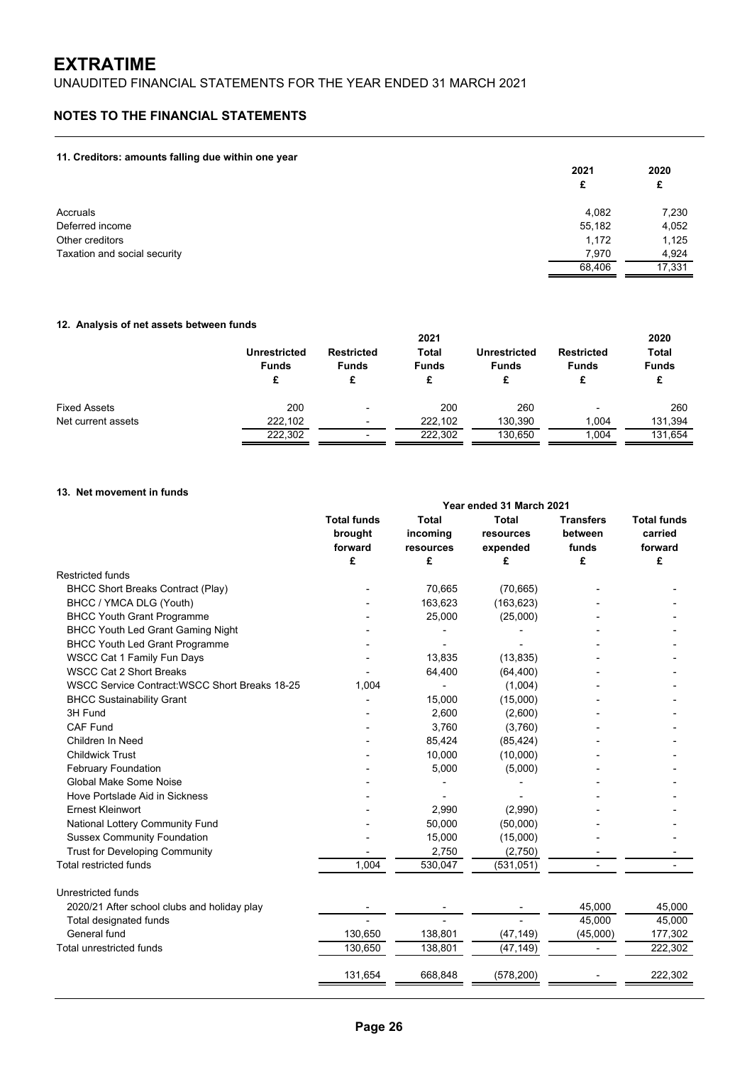# EXTRATIME

UNAUDITED FINANCIAL STATEMENTS FOR THE YEAR ENDED 31 MARCH 2021

## NOTES TO THE FINANCIAL STATEMENTS

### 11. Creditors: amounts falling due within one year

| | 2021 £ | 2020 £ |
|---|---|---|
| Accruals | 4,082 | 7,230 |
| Deferred income | 55,182 | 4,052 |
| Other creditors | 1,172 | 1,125 |
| Taxation and social security | 7,970 | 4,924 |
| | 68,406 | 17,331 |

### 12. Analysis of net assets between funds

| | Unrestricted Funds £ | Restricted Funds £ | 2021 Total Funds £ | Unrestricted Funds £ | Restricted Funds £ | 2020 Total Funds £ |
|---|---|---|---|---|---|---|
| Fixed Assets | 200 | - | 200 | 260 | - | 260 |
| Net current assets | 222,102 | - | 222,102 | 130,390 | 1,004 | 131,394 |
| | 222,302 | - | 222,302 | 130,650 | 1,004 | 131,654 |

### 13. Net movement in funds

| | Year ended 31 March 2021 | | | | |
|---|---|---|---|---|---|
| | Total funds brought forward £ | Total incoming resources £ | Total resources expended £ | Transfers between funds £ | Total funds carried forward £ |
| Restricted funds | | | | | |
| BHCC Short Breaks Contract (Play) | - | 70,665 | (70,665) | - | - |
| BHCC / YMCA DLG (Youth) | - | 163,623 | (163,623) | - | - |
| BHCC Youth Grant Programme | - | 25,000 | (25,000) | - | - |
| BHCC Youth Led Grant Gaming Night | - | - | - | - | - |
| BHCC Youth Led Grant Programme | - | - | - | - | - |
| WSCC Cat 1 Family Fun Days | - | 13,835 | (13,835) | - | - |
| WSCC Cat 2 Short Breaks | - | 64,400 | (64,400) | - | - |
| WSCC Service Contract:WSCC Short Breaks 18-25 | 1,004 | - | (1,004) | - | - |
| BHCC Sustainability Grant | - | 15,000 | (15,000) | - | - |
| 3H Fund | - | 2,600 | (2,600) | - | - |
| CAF Fund | - | 3,760 | (3,760) | - | - |
| Children In Need | - | 85,424 | (85,424) | - | - |
| Childwick Trust | - | 10,000 | (10,000) | - | - |
| February Foundation | - | 5,000 | (5,000) | - | - |
| Global Make Some Noise | - | - | - | - | - |
| Hove Portslade Aid in Sickness | - | - | - | - | - |
| Ernest Kleinwort | - | 2,990 | (2,990) | - | - |
| National Lottery Community Fund | - | 50,000 | (50,000) | - | - |
| Sussex Community Foundation | - | 15,000 | (15,000) | - | - |
| Trust for Developing Community | - | 2,750 | (2,750) | - | - |
| Total restricted funds | 1,004 | 530,047 | (531,051) | - | - |
| Unrestricted funds | | | | | |
| 2020/21 After school clubs and holiday play | - | - | - | 45,000 | 45,000 |
| Total designated funds | - | - | - | 45,000 | 45,000 |
| General fund | 130,650 | 138,801 | (47,149) | (45,000) | 177,302 |
| Total unrestricted funds | 130,650 | 138,801 | (47,149) | - | 222,302 |
| | 131,654 | 668,848 | (578,200) | - | 222,302 |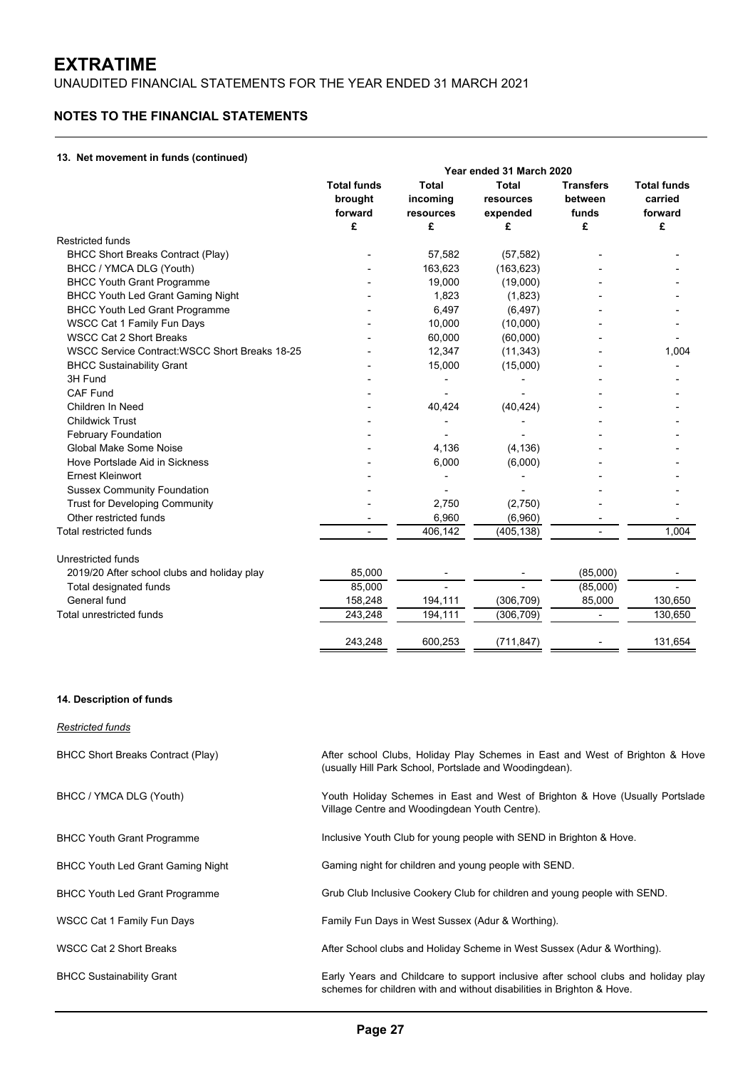# EXTRATIME

UNAUDITED FINANCIAL STATEMENTS FOR THE YEAR ENDED 31 MARCH 2021

## NOTES TO THE FINANCIAL STATEMENTS

### 13. Net movement in funds (continued)

| | Year ended 31 March 2020 | | | | |
|---|---|---|---|---|---|
| | Total funds brought forward £ | Total incoming resources £ | Total resources expended £ | Transfers between funds £ | Total funds carried forward £ |
| Restricted funds | | | | | |
| BHCC Short Breaks Contract (Play) | - | 57,582 | (57,582) | - | - |
| BHCC / YMCA DLG (Youth) | - | 163,623 | (163,623) | - | - |
| BHCC Youth Grant Programme | - | 19,000 | (19,000) | - | - |
| BHCC Youth Led Grant Gaming Night | - | 1,823 | (1,823) | - | - |
| BHCC Youth Led Grant Programme | - | 6,497 | (6,497) | - | - |
| WSCC Cat 1 Family Fun Days | - | 10,000 | (10,000) | - | - |
| WSCC Cat 2 Short Breaks | - | 60,000 | (60,000) | - | - |
| WSCC Service Contract:WSCC Short Breaks 18-25 | - | 12,347 | (11,343) | - | 1,004 |
| BHCC Sustainability Grant | - | 15,000 | (15,000) | - | - |
| 3H Fund | - | - | - | - | - |
| CAF Fund | - | - | - | - | - |
| Children In Need | - | 40,424 | (40,424) | - | - |
| Childwick Trust | - | - | - | - | - |
| February Foundation | - | - | - | - | - |
| Global Make Some Noise | - | 4,136 | (4,136) | - | - |
| Hove Portslade Aid in Sickness | - | 6,000 | (6,000) | - | - |
| Ernest Kleinwort | - | - | - | - | - |
| Sussex Community Foundation | - | - | - | - | - |
| Trust for Developing Community | - | 2,750 | (2,750) | - | - |
| Other restricted funds | - | 6,960 | (6,960) | - | - |
| Total restricted funds | - | 406,142 | (405,138) | - | 1,004 |
| Unrestricted funds | | | | | |
| 2019/20 After school clubs and holiday play | 85,000 | - | - | (85,000) | - |
| Total designated funds | 85,000 | - | - | (85,000) | - |
| General fund | 158,248 | 194,111 | (306,709) | 85,000 | 130,650 |
| Total unrestricted funds | 243,248 | 194,111 | (306,709) | - | 130,650 |
| | 243,248 | 600,253 | (711,847) | - | 131,654 |

### 14. Description of funds

*Restricted funds*

| Fund | Description |
|---|---|
| BHCC Short Breaks Contract (Play) | After school Clubs, Holiday Play Schemes in East and West of Brighton & Hove (usually Hill Park School, Portslade and Woodingdean). |
| BHCC / YMCA DLG (Youth) | Youth Holiday Schemes in East and West of Brighton & Hove (Usually Portslade Village Centre and Woodingdean Youth Centre). |
| BHCC Youth Grant Programme | Inclusive Youth Club for young people with SEND in Brighton & Hove. |
| BHCC Youth Led Grant Gaming Night | Gaming night for children and young people with SEND. |
| BHCC Youth Led Grant Programme | Grub Club Inclusive Cookery Club for children and young people with SEND. |
| WSCC Cat 1 Family Fun Days | Family Fun Days in West Sussex (Adur & Worthing). |
| WSCC Cat 2 Short Breaks | After School clubs and Holiday Scheme in West Sussex (Adur & Worthing). |
| BHCC Sustainability Grant | Early Years and Childcare to support inclusive after school clubs and holiday play schemes for children with and without disabilities in Brighton & Hove. |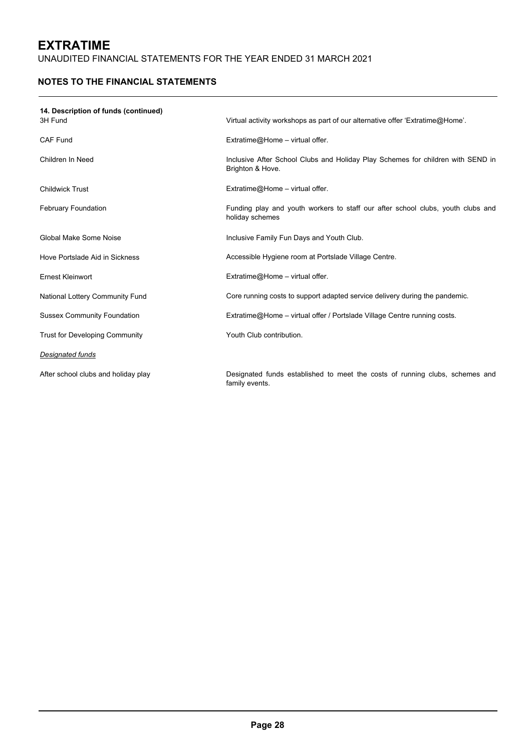## NOTES TO THE FINANCIAL STATEMENTS

**14. Description of funds (continued)**

| | |
|---|---|
| 3H Fund | Virtual activity workshops as part of our alternative offer 'Extratime@Home'. |
| CAF Fund | Extratime@Home – virtual offer. |
| Children In Need | Inclusive After School Clubs and Holiday Play Schemes for children with SEND in Brighton & Hove. |
| Childwick Trust | Extratime@Home – virtual offer. |
| February Foundation | Funding play and youth workers to staff our after school clubs, youth clubs and holiday schemes |
| Global Make Some Noise | Inclusive Family Fun Days and Youth Club. |
| Hove Portslade Aid in Sickness | Accessible Hygiene room at Portslade Village Centre. |
| Ernest Kleinwort | Extratime@Home – virtual offer. |
| National Lottery Community Fund | Core running costs to support adapted service delivery during the pandemic. |
| Sussex Community Foundation | Extratime@Home – virtual offer / Portslade Village Centre running costs. |
| Trust for Developing Community | Youth Club contribution. |

*Designated funds*

| | |
|---|---|
| After school clubs and holiday play | Designated funds established to meet the costs of running clubs, schemes and family events. |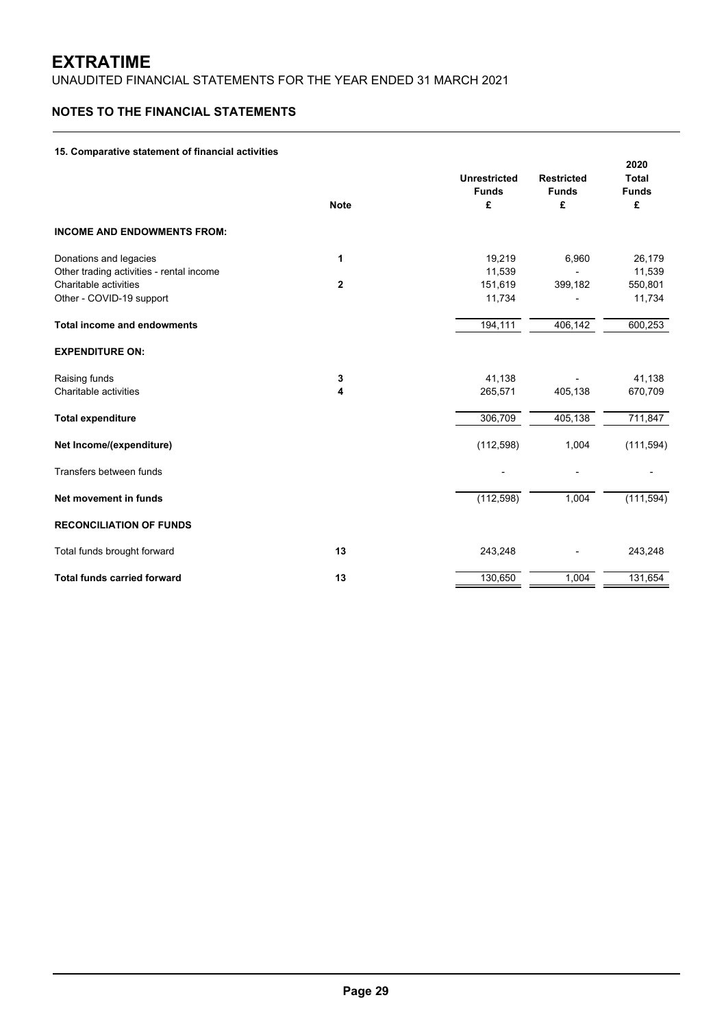# EXTRATIME

UNAUDITED FINANCIAL STATEMENTS FOR THE YEAR ENDED 31 MARCH 2021

## NOTES TO THE FINANCIAL STATEMENTS

### 15. Comparative statement of financial activities

| | Note | Unrestricted Funds £ | Restricted Funds £ | 2020 Total Funds £ |
|---|---|---|---|---|
| **INCOME AND ENDOWMENTS FROM:** | | | | |
| Donations and legacies | 1 | 19,219 | 6,960 | 26,179 |
| Other trading activities - rental income | | 11,539 | - | 11,539 |
| Charitable activities | 2 | 151,619 | 399,182 | 550,801 |
| Other - COVID-19 support | | 11,734 | - | 11,734 |
| **Total income and endowments** | | 194,111 | 406,142 | 600,253 |
| **EXPENDITURE ON:** | | | | |
| Raising funds | 3 | 41,138 | - | 41,138 |
| Charitable activities | 4 | 265,571 | 405,138 | 670,709 |
| **Total expenditure** | | 306,709 | 405,138 | 711,847 |
| **Net Income/(expenditure)** | | (112,598) | 1,004 | (111,594) |
| Transfers between funds | | - | - | - |
| **Net movement in funds** | | (112,598) | 1,004 | (111,594) |
| **RECONCILIATION OF FUNDS** | | | | |
| Total funds brought forward | 13 | 243,248 | - | 243,248 |
| **Total funds carried forward** | 13 | 130,650 | 1,004 | 131,654 |